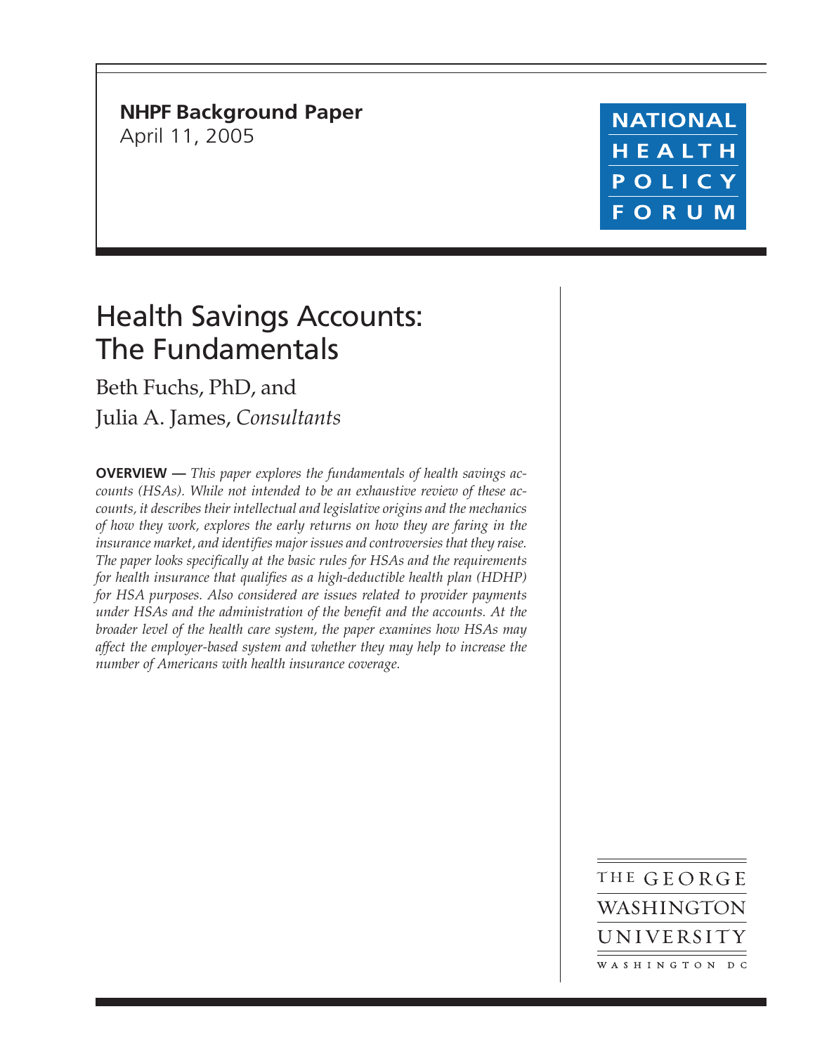**NHPF Background Paper**
April 11, 2005

NATIONAL HEALTH POLICY FORUM

# Health Savings Accounts: The Fundamentals

Beth Fuchs, PhD, and
Julia A. James, *Consultants*

**OVERVIEW —** *This paper explores the fundamentals of health savings accounts (HSAs). While not intended to be an exhaustive review of these accounts, it describes their intellectual and legislative origins and the mechanics of how they work, explores the early returns on how they are faring in the insurance market, and identifies major issues and controversies that they raise. The paper looks specifically at the basic rules for HSAs and the requirements for health insurance that qualifies as a high-deductible health plan (HDHP) for HSA purposes. Also considered are issues related to provider payments under HSAs and the administration of the benefit and the accounts. At the broader level of the health care system, the paper examines how HSAs may affect the employer-based system and whether they may help to increase the number of Americans with health insurance coverage.*

THE GEORGE WASHINGTON UNIVERSITY
WASHINGTON DC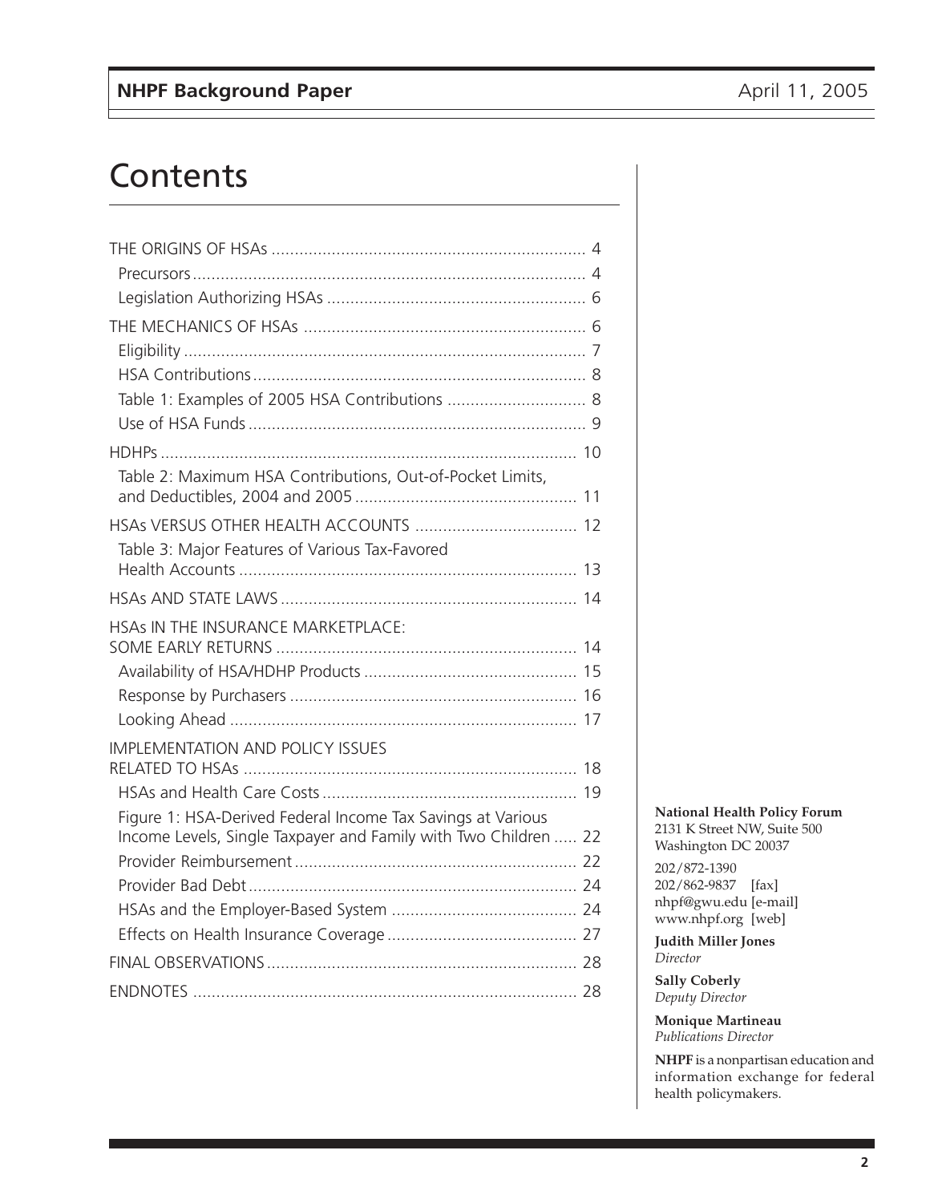# Contents

THE ORIGINS OF HSAs .................................................................. 4
- Precursors .................................................................................. 4
- Legislation Authorizing HSAs ...................................................... 6

THE MECHANICS OF HSAs ........................................................... 6
- Eligibility ..................................................................................... 7
- HSA Contributions ....................................................................... 8
- Table 1: Examples of 2005 HSA Contributions ............................. 8
- Use of HSA Funds ........................................................................ 9

HDHPs ........................................................................................... 10
- Table 2: Maximum HSA Contributions, Out-of-Pocket Limits, and Deductibles, 2004 and 2005 ............................................... 11

HSAs VERSUS OTHER HEALTH ACCOUNTS .................................. 12
- Table 3: Major Features of Various Tax-Favored Health Accounts ........................................................................ 13

HSAs AND STATE LAWS .............................................................. 14

HSAs IN THE INSURANCE MARKETPLACE: SOME EARLY RETURNS ................................................................ 14
- Availability of HSA/HDHP Products ............................................ 15
- Response by Purchasers ............................................................. 16
- Looking Ahead ............................................................................ 17

IMPLEMENTATION AND POLICY ISSUES RELATED TO HSAs ....................................................................... 18
- HSAs and Health Care Costs ...................................................... 19
- Figure 1: HSA-Derived Federal Income Tax Savings at Various Income Levels, Single Taxpayer and Family with Two Children ..... 22
- Provider Reimbursement ............................................................ 22
- Provider Bad Debt ...................................................................... 24
- HSAs and the Employer-Based System ....................................... 24
- Effects on Health Insurance Coverage ......................................... 27

FINAL OBSERVATIONS ................................................................. 28

ENDNOTES .................................................................................. 28

**National Health Policy Forum**
2131 K Street NW, Suite 500
Washington DC 20037

202/872-1390
202/862-9837 [fax]
nhpf@gwu.edu [e-mail]
www.nhpf.org [web]

**Judith Miller Jones**
*Director*

**Sally Coberly**
*Deputy Director*

**Monique Martineau**
*Publications Director*

**NHPF** is a nonpartisan education and information exchange for federal health policymakers.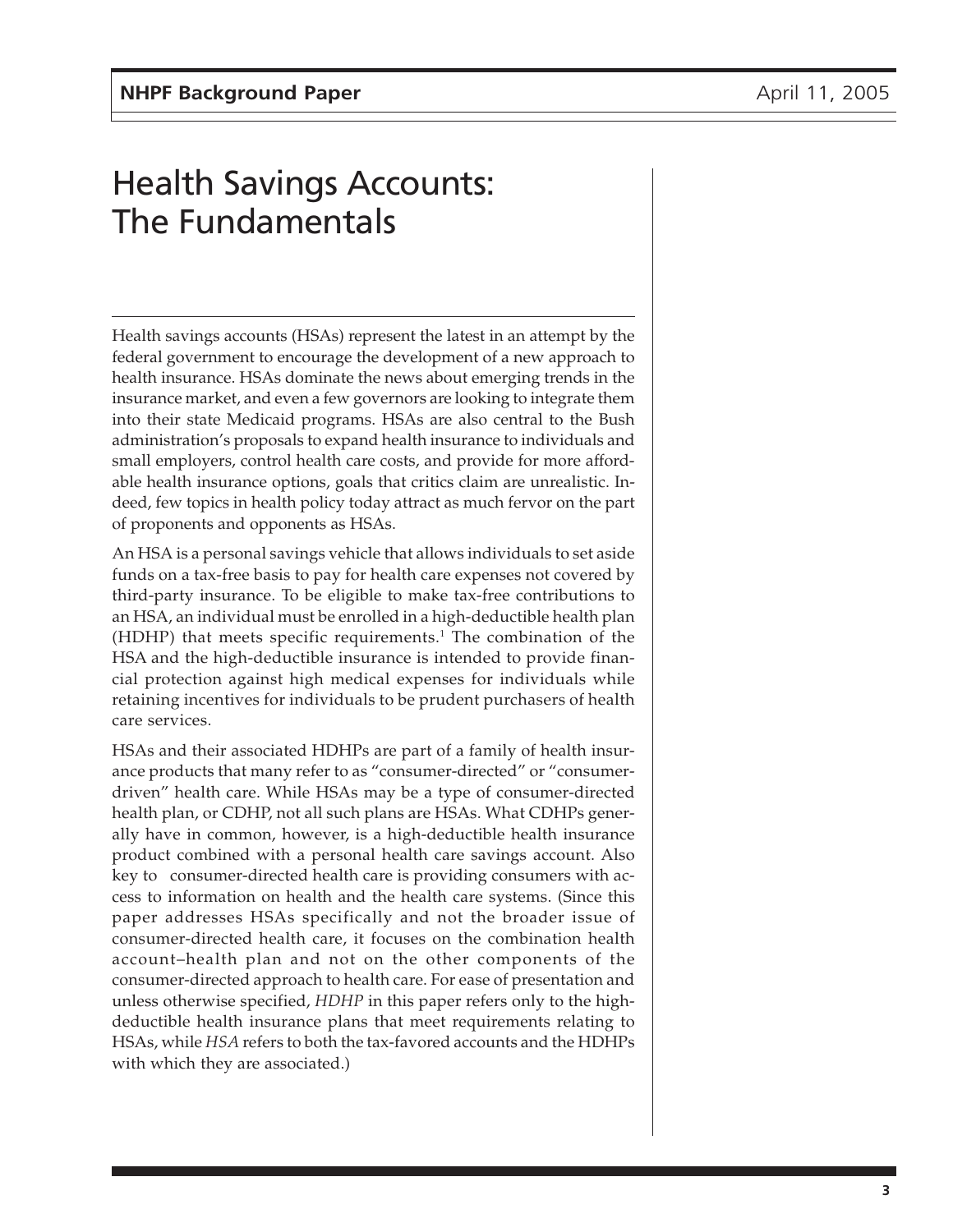# Health Savings Accounts: The Fundamentals

Health savings accounts (HSAs) represent the latest in an attempt by the federal government to encourage the development of a new approach to health insurance. HSAs dominate the news about emerging trends in the insurance market, and even a few governors are looking to integrate them into their state Medicaid programs. HSAs are also central to the Bush administration's proposals to expand health insurance to individuals and small employers, control health care costs, and provide for more affordable health insurance options, goals that critics claim are unrealistic. Indeed, few topics in health policy today attract as much fervor on the part of proponents and opponents as HSAs.

An HSA is a personal savings vehicle that allows individuals to set aside funds on a tax-free basis to pay for health care expenses not covered by third-party insurance. To be eligible to make tax-free contributions to an HSA, an individual must be enrolled in a high-deductible health plan (HDHP) that meets specific requirements.[1] The combination of the HSA and the high-deductible insurance is intended to provide financial protection against high medical expenses for individuals while retaining incentives for individuals to be prudent purchasers of health care services.

HSAs and their associated HDHPs are part of a family of health insurance products that many refer to as "consumer-directed" or "consumer-driven" health care. While HSAs may be a type of consumer-directed health plan, or CDHP, not all such plans are HSAs. What CDHPs generally have in common, however, is a high-deductible health insurance product combined with a personal health care savings account. Also key to consumer-directed health care is providing consumers with access to information on health and the health care systems. (Since this paper addresses HSAs specifically and not the broader issue of consumer-directed health care, it focuses on the combination health account–health plan and not on the other components of the consumer-directed approach to health care. For ease of presentation and unless otherwise specified, *HDHP* in this paper refers only to the high-deductible health insurance plans that meet requirements relating to HSAs, while *HSA* refers to both the tax-favored accounts and the HDHPs with which they are associated.)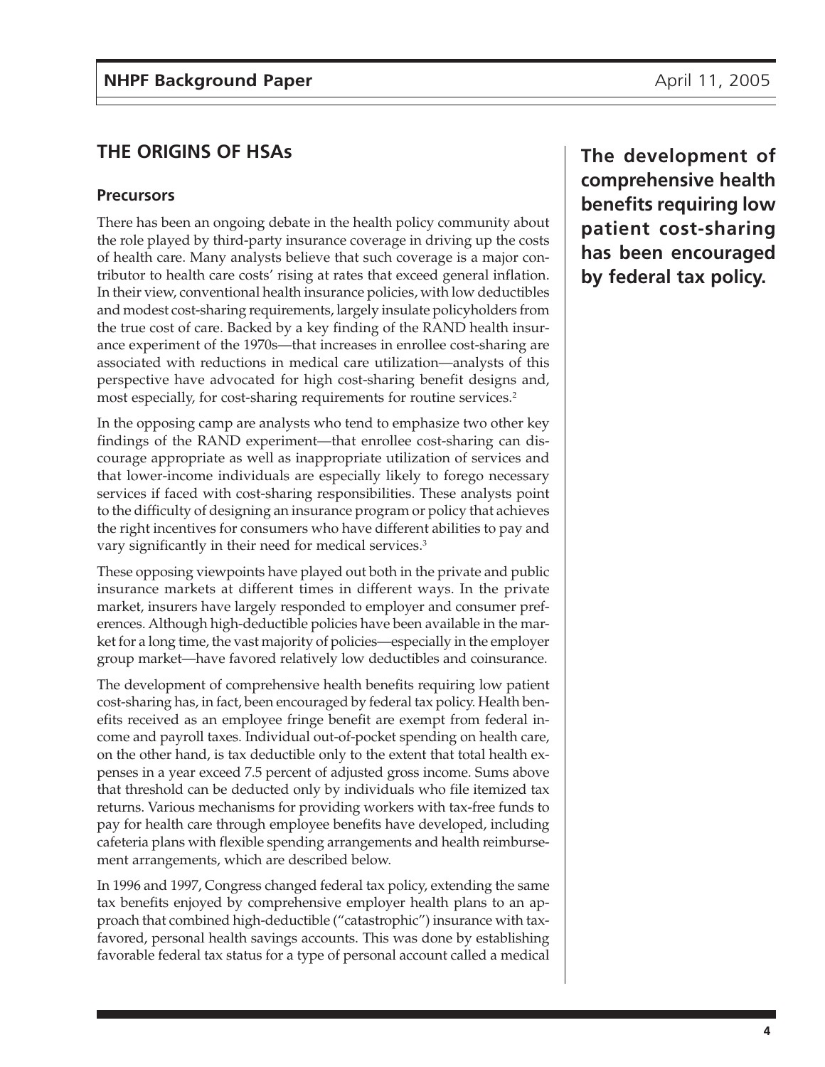## THE ORIGINS OF HSAs

### Precursors

There has been an ongoing debate in the health policy community about the role played by third-party insurance coverage in driving up the costs of health care. Many analysts believe that such coverage is a major contributor to health care costs' rising at rates that exceed general inflation. In their view, conventional health insurance policies, with low deductibles and modest cost-sharing requirements, largely insulate policyholders from the true cost of care. Backed by a key finding of the RAND health insurance experiment of the 1970s—that increases in enrollee cost-sharing are associated with reductions in medical care utilization—analysts of this perspective have advocated for high cost-sharing benefit designs and, most especially, for cost-sharing requirements for routine services.[2]

In the opposing camp are analysts who tend to emphasize two other key findings of the RAND experiment—that enrollee cost-sharing can discourage appropriate as well as inappropriate utilization of services and that lower-income individuals are especially likely to forego necessary services if faced with cost-sharing responsibilities. These analysts point to the difficulty of designing an insurance program or policy that achieves the right incentives for consumers who have different abilities to pay and vary significantly in their need for medical services.[3]

These opposing viewpoints have played out both in the private and public insurance markets at different times in different ways. In the private market, insurers have largely responded to employer and consumer preferences. Although high-deductible policies have been available in the market for a long time, the vast majority of policies—especially in the employer group market—have favored relatively low deductibles and coinsurance.

**The development of comprehensive health benefits requiring low patient cost-sharing has been encouraged by federal tax policy.**

The development of comprehensive health benefits requiring low patient cost-sharing has, in fact, been encouraged by federal tax policy. Health benefits received as an employee fringe benefit are exempt from federal income and payroll taxes. Individual out-of-pocket spending on health care, on the other hand, is tax deductible only to the extent that total health expenses in a year exceed 7.5 percent of adjusted gross income. Sums above that threshold can be deducted only by individuals who file itemized tax returns. Various mechanisms for providing workers with tax-free funds to pay for health care through employee benefits have developed, including cafeteria plans with flexible spending arrangements and health reimbursement arrangements, which are described below.

In 1996 and 1997, Congress changed federal tax policy, extending the same tax benefits enjoyed by comprehensive employer health plans to an approach that combined high-deductible ("catastrophic") insurance with tax-favored, personal health savings accounts. This was done by establishing favorable federal tax status for a type of personal account called a medical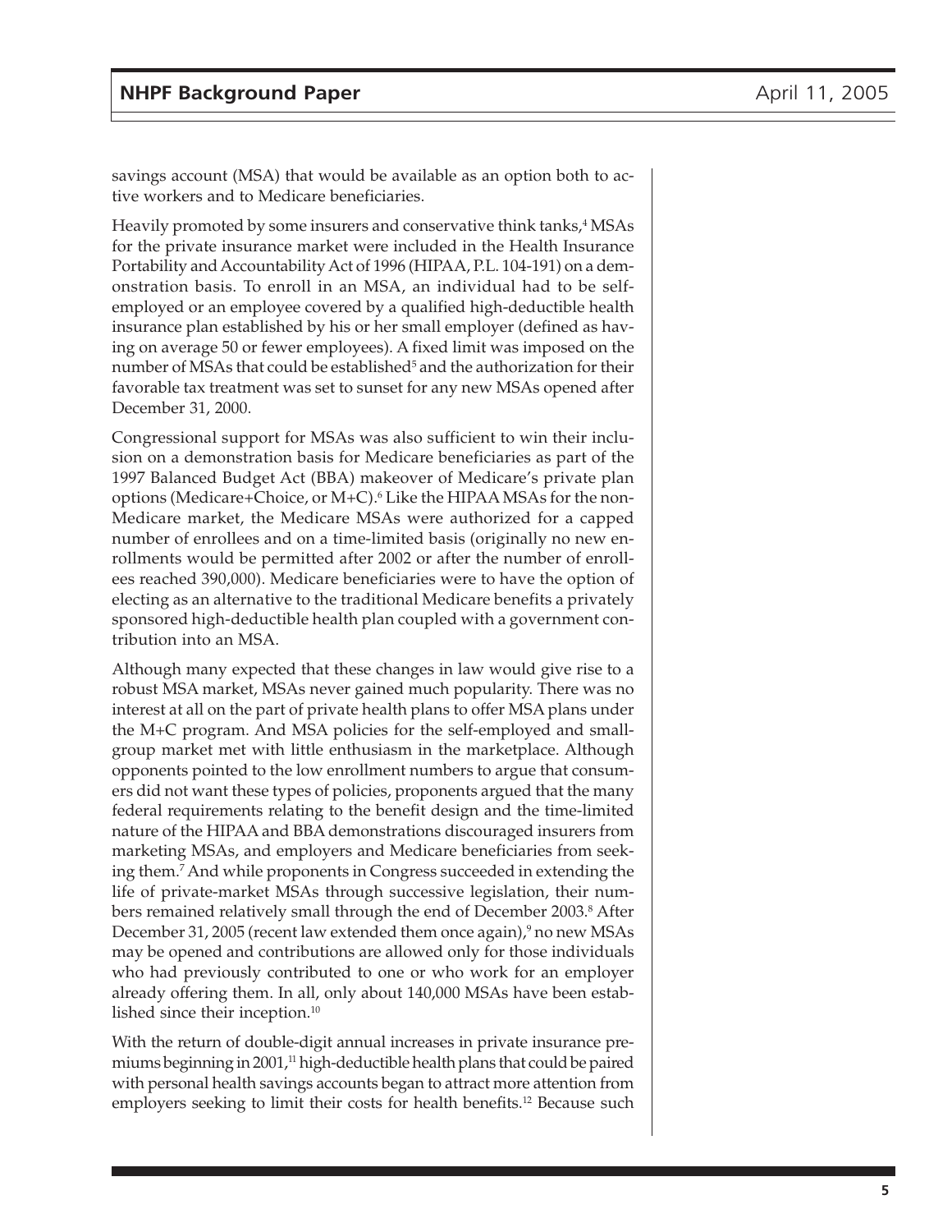savings account (MSA) that would be available as an option both to active workers and to Medicare beneficiaries.

Heavily promoted by some insurers and conservative think tanks,[4] MSAs for the private insurance market were included in the Health Insurance Portability and Accountability Act of 1996 (HIPAA, P.L. 104-191) on a demonstration basis. To enroll in an MSA, an individual had to be self-employed or an employee covered by a qualified high-deductible health insurance plan established by his or her small employer (defined as having on average 50 or fewer employees). A fixed limit was imposed on the number of MSAs that could be established[5] and the authorization for their favorable tax treatment was set to sunset for any new MSAs opened after December 31, 2000.

Congressional support for MSAs was also sufficient to win their inclusion on a demonstration basis for Medicare beneficiaries as part of the 1997 Balanced Budget Act (BBA) makeover of Medicare's private plan options (Medicare+Choice, or M+C).[6] Like the HIPAA MSAs for the non-Medicare market, the Medicare MSAs were authorized for a capped number of enrollees and on a time-limited basis (originally no new enrollments would be permitted after 2002 or after the number of enrollees reached 390,000). Medicare beneficiaries were to have the option of electing as an alternative to the traditional Medicare benefits a privately sponsored high-deductible health plan coupled with a government contribution into an MSA.

Although many expected that these changes in law would give rise to a robust MSA market, MSAs never gained much popularity. There was no interest at all on the part of private health plans to offer MSA plans under the M+C program. And MSA policies for the self-employed and small-group market met with little enthusiasm in the marketplace. Although opponents pointed to the low enrollment numbers to argue that consumers did not want these types of policies, proponents argued that the many federal requirements relating to the benefit design and the time-limited nature of the HIPAA and BBA demonstrations discouraged insurers from marketing MSAs, and employers and Medicare beneficiaries from seeking them.[7] And while proponents in Congress succeeded in extending the life of private-market MSAs through successive legislation, their numbers remained relatively small through the end of December 2003.[8] After December 31, 2005 (recent law extended them once again),[9] no new MSAs may be opened and contributions are allowed only for those individuals who had previously contributed to one or who work for an employer already offering them. In all, only about 140,000 MSAs have been established since their inception.[10]

With the return of double-digit annual increases in private insurance premiums beginning in 2001,[11] high-deductible health plans that could be paired with personal health savings accounts began to attract more attention from employers seeking to limit their costs for health benefits.[12] Because such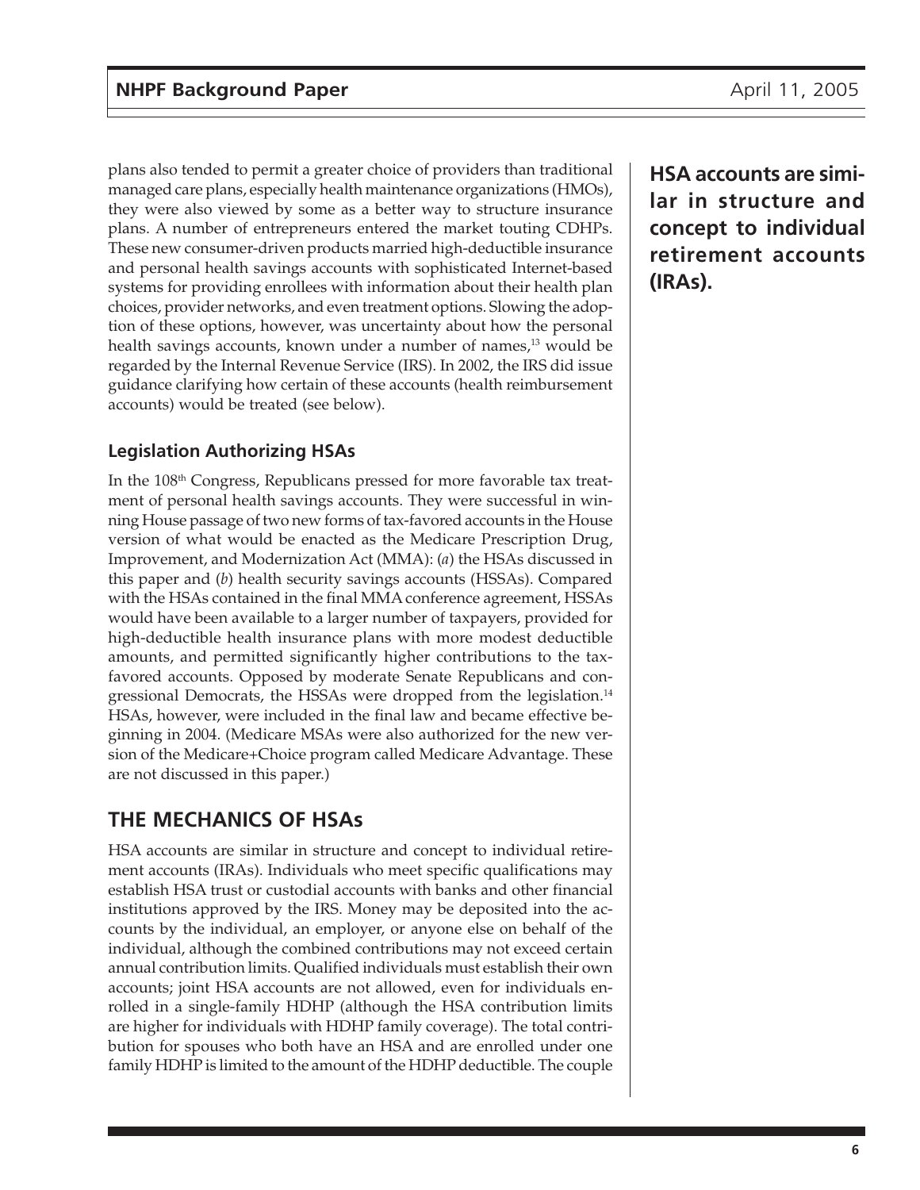plans also tended to permit a greater choice of providers than traditional managed care plans, especially health maintenance organizations (HMOs), they were also viewed by some as a better way to structure insurance plans. A number of entrepreneurs entered the market touting CDHPs. These new consumer-driven products married high-deductible insurance and personal health savings accounts with sophisticated Internet-based systems for providing enrollees with information about their health plan choices, provider networks, and even treatment options. Slowing the adoption of these options, however, was uncertainty about how the personal health savings accounts, known under a number of names,[13] would be regarded by the Internal Revenue Service (IRS). In 2002, the IRS did issue guidance clarifying how certain of these accounts (health reimbursement accounts) would be treated (see below).

### Legislation Authorizing HSAs

In the 108th Congress, Republicans pressed for more favorable tax treatment of personal health savings accounts. They were successful in winning House passage of two new forms of tax-favored accounts in the House version of what would be enacted as the Medicare Prescription Drug, Improvement, and Modernization Act (MMA): (*a*) the HSAs discussed in this paper and (*b*) health security savings accounts (HSSAs). Compared with the HSAs contained in the final MMA conference agreement, HSSAs would have been available to a larger number of taxpayers, provided for high-deductible health insurance plans with more modest deductible amounts, and permitted significantly higher contributions to the tax-favored accounts. Opposed by moderate Senate Republicans and congressional Democrats, the HSSAs were dropped from the legislation.[14] HSAs, however, were included in the final law and became effective beginning in 2004. (Medicare MSAs were also authorized for the new version of the Medicare+Choice program called Medicare Advantage. These are not discussed in this paper.)

## THE MECHANICS OF HSAs

**HSA accounts are similar in structure and concept to individual retirement accounts (IRAs).**

HSA accounts are similar in structure and concept to individual retirement accounts (IRAs). Individuals who meet specific qualifications may establish HSA trust or custodial accounts with banks and other financial institutions approved by the IRS. Money may be deposited into the accounts by the individual, an employer, or anyone else on behalf of the individual, although the combined contributions may not exceed certain annual contribution limits. Qualified individuals must establish their own accounts; joint HSA accounts are not allowed, even for individuals enrolled in a single-family HDHP (although the HSA contribution limits are higher for individuals with HDHP family coverage). The total contribution for spouses who both have an HSA and are enrolled under one family HDHP is limited to the amount of the HDHP deductible. The couple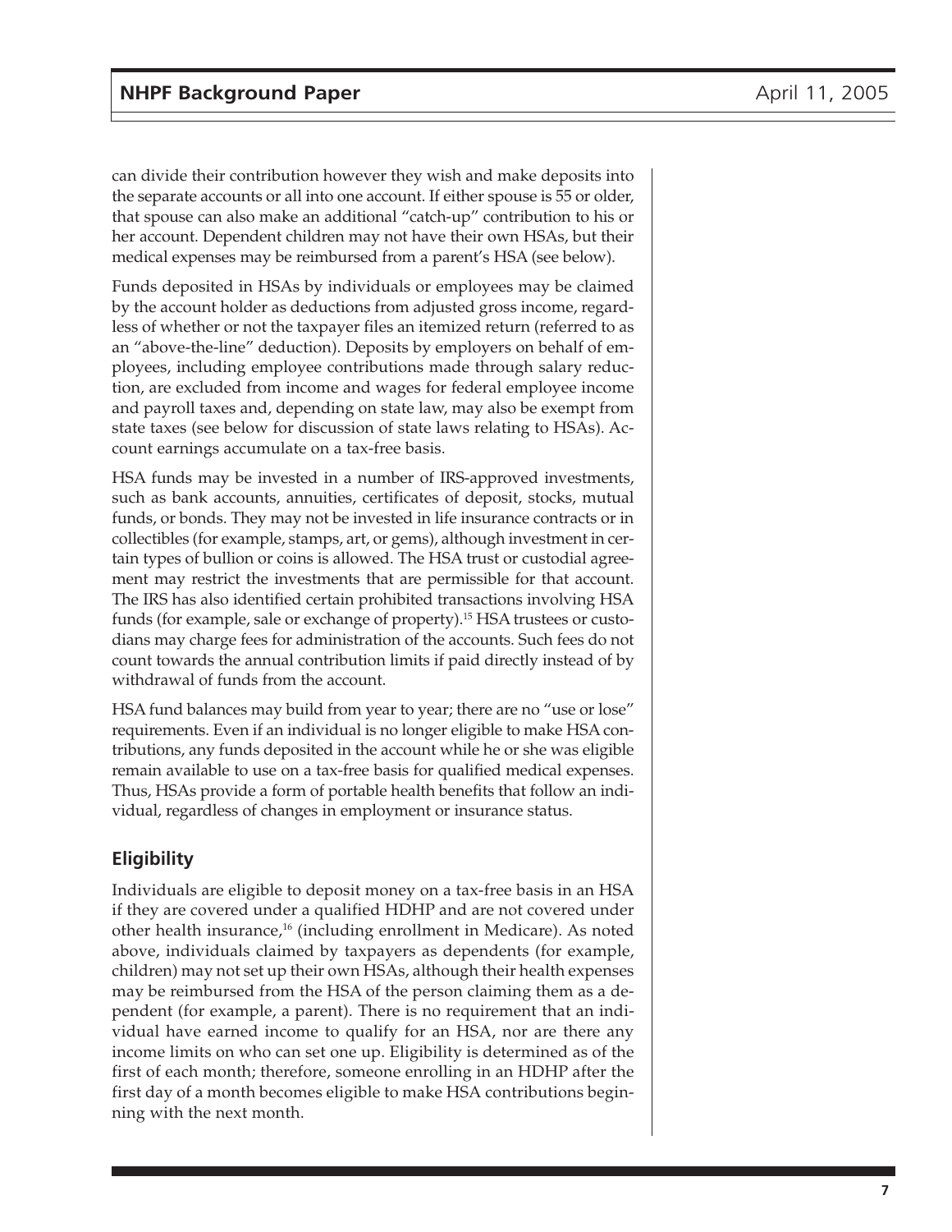can divide their contribution however they wish and make deposits into the separate accounts or all into one account. If either spouse is 55 or older, that spouse can also make an additional "catch-up" contribution to his or her account. Dependent children may not have their own HSAs, but their medical expenses may be reimbursed from a parent's HSA (see below).

Funds deposited in HSAs by individuals or employees may be claimed by the account holder as deductions from adjusted gross income, regardless of whether or not the taxpayer files an itemized return (referred to as an "above-the-line" deduction). Deposits by employers on behalf of employees, including employee contributions made through salary reduction, are excluded from income and wages for federal employee income and payroll taxes and, depending on state law, may also be exempt from state taxes (see below for discussion of state laws relating to HSAs). Account earnings accumulate on a tax-free basis.

HSA funds may be invested in a number of IRS-approved investments, such as bank accounts, annuities, certificates of deposit, stocks, mutual funds, or bonds. They may not be invested in life insurance contracts or in collectibles (for example, stamps, art, or gems), although investment in certain types of bullion or coins is allowed. The HSA trust or custodial agreement may restrict the investments that are permissible for that account. The IRS has also identified certain prohibited transactions involving HSA funds (for example, sale or exchange of property).[15] HSA trustees or custodians may charge fees for administration of the accounts. Such fees do not count towards the annual contribution limits if paid directly instead of by withdrawal of funds from the account.

HSA fund balances may build from year to year; there are no "use or lose" requirements. Even if an individual is no longer eligible to make HSA contributions, any funds deposited in the account while he or she was eligible remain available to use on a tax-free basis for qualified medical expenses. Thus, HSAs provide a form of portable health benefits that follow an individual, regardless of changes in employment or insurance status.

## Eligibility

Individuals are eligible to deposit money on a tax-free basis in an HSA if they are covered under a qualified HDHP and are not covered under other health insurance,[16] (including enrollment in Medicare). As noted above, individuals claimed by taxpayers as dependents (for example, children) may not set up their own HSAs, although their health expenses may be reimbursed from the HSA of the person claiming them as a dependent (for example, a parent). There is no requirement that an individual have earned income to qualify for an HSA, nor are there any income limits on who can set one up. Eligibility is determined as of the first of each month; therefore, someone enrolling in an HDHP after the first day of a month becomes eligible to make HSA contributions beginning with the next month.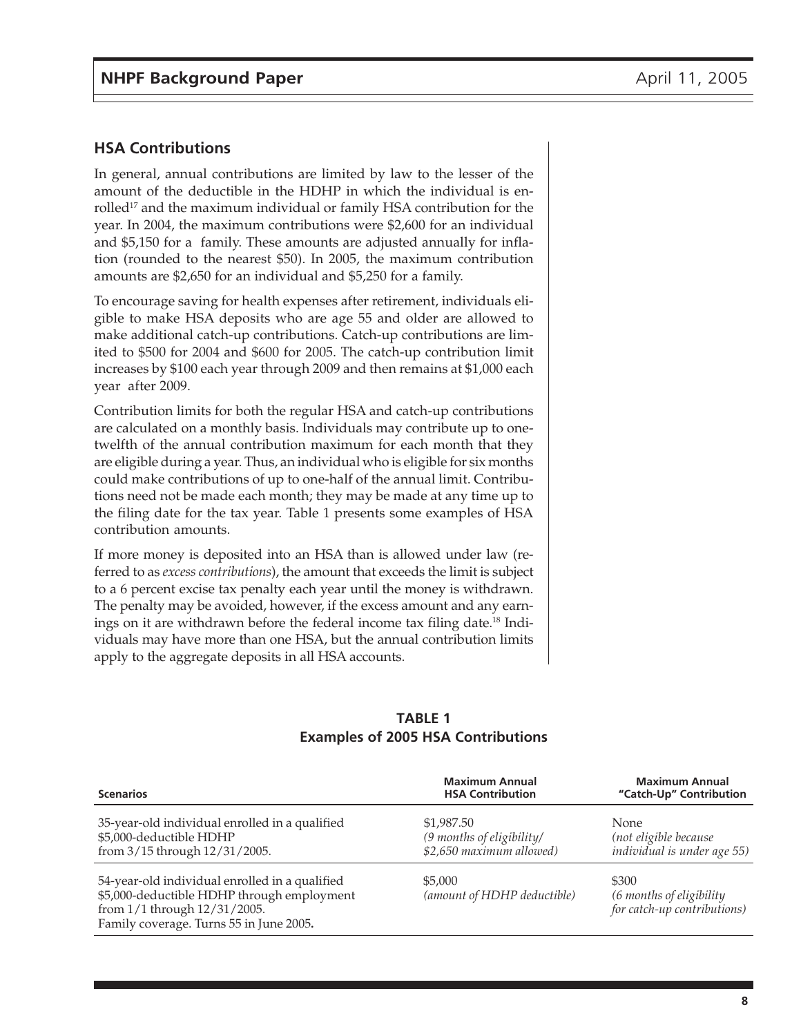## HSA Contributions

In general, annual contributions are limited by law to the lesser of the amount of the deductible in the HDHP in which the individual is enrolled[17] and the maximum individual or family HSA contribution for the year. In 2004, the maximum contributions were $2,600 for an individual and $5,150 for a family. These amounts are adjusted annually for inflation (rounded to the nearest $50). In 2005, the maximum contribution amounts are $2,650 for an individual and $5,250 for a family.

To encourage saving for health expenses after retirement, individuals eligible to make HSA deposits who are age 55 and older are allowed to make additional catch-up contributions. Catch-up contributions are limited to $500 for 2004 and $600 for 2005. The catch-up contribution limit increases by $100 each year through 2009 and then remains at $1,000 each year after 2009.

Contribution limits for both the regular HSA and catch-up contributions are calculated on a monthly basis. Individuals may contribute up to one-twelfth of the annual contribution maximum for each month that they are eligible during a year. Thus, an individual who is eligible for six months could make contributions of up to one-half of the annual limit. Contributions need not be made each month; they may be made at any time up to the filing date for the tax year. Table 1 presents some examples of HSA contribution amounts.

If more money is deposited into an HSA than is allowed under law (referred to as *excess contributions*), the amount that exceeds the limit is subject to a 6 percent excise tax penalty each year until the money is withdrawn. The penalty may be avoided, however, if the excess amount and any earnings on it are withdrawn before the federal income tax filing date.[18] Individuals may have more than one HSA, but the annual contribution limits apply to the aggregate deposits in all HSA accounts.

**TABLE 1**
**Examples of 2005 HSA Contributions**

| Scenarios | Maximum Annual HSA Contribution | Maximum Annual "Catch-Up" Contribution |
|---|---|---|
| 35-year-old individual enrolled in a qualified $5,000-deductible HDHP from 3/15 through 12/31/2005. | $1,987.50 *(9 months of eligibility/ $2,650 maximum allowed)* | None *(not eligible because individual is under age 55)* |
| 54-year-old individual enrolled in a qualified $5,000-deductible HDHP through employment from 1/1 through 12/31/2005. Family coverage. Turns 55 in June 2005. | $5,000 *(amount of HDHP deductible)* | $300 *(6 months of eligibility for catch-up contributions)* |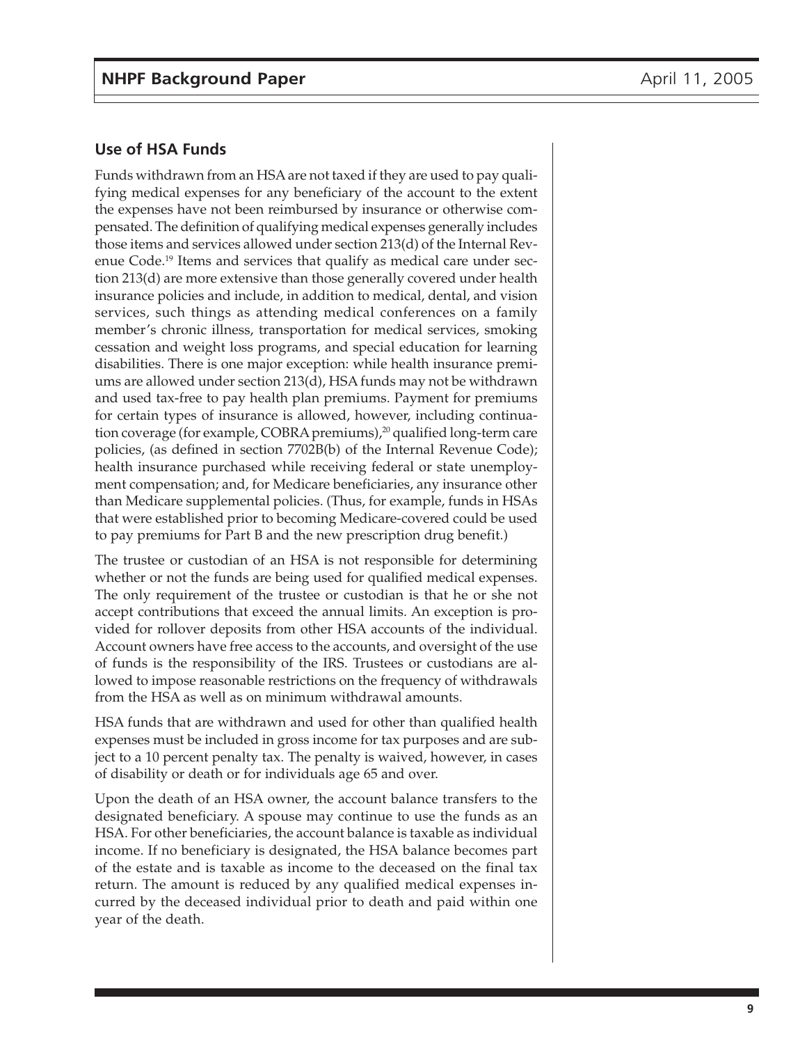## Use of HSA Funds

Funds withdrawn from an HSA are not taxed if they are used to pay qualifying medical expenses for any beneficiary of the account to the extent the expenses have not been reimbursed by insurance or otherwise compensated. The definition of qualifying medical expenses generally includes those items and services allowed under section 213(d) of the Internal Revenue Code.[19] Items and services that qualify as medical care under section 213(d) are more extensive than those generally covered under health insurance policies and include, in addition to medical, dental, and vision services, such things as attending medical conferences on a family member's chronic illness, transportation for medical services, smoking cessation and weight loss programs, and special education for learning disabilities. There is one major exception: while health insurance premiums are allowed under section 213(d), HSA funds may not be withdrawn and used tax-free to pay health plan premiums. Payment for premiums for certain types of insurance is allowed, however, including continuation coverage (for example, COBRA premiums),[20] qualified long-term care policies, (as defined in section 7702B(b) of the Internal Revenue Code); health insurance purchased while receiving federal or state unemployment compensation; and, for Medicare beneficiaries, any insurance other than Medicare supplemental policies. (Thus, for example, funds in HSAs that were established prior to becoming Medicare-covered could be used to pay premiums for Part B and the new prescription drug benefit.)

The trustee or custodian of an HSA is not responsible for determining whether or not the funds are being used for qualified medical expenses. The only requirement of the trustee or custodian is that he or she not accept contributions that exceed the annual limits. An exception is provided for rollover deposits from other HSA accounts of the individual. Account owners have free access to the accounts, and oversight of the use of funds is the responsibility of the IRS. Trustees or custodians are allowed to impose reasonable restrictions on the frequency of withdrawals from the HSA as well as on minimum withdrawal amounts.

HSA funds that are withdrawn and used for other than qualified health expenses must be included in gross income for tax purposes and are subject to a 10 percent penalty tax. The penalty is waived, however, in cases of disability or death or for individuals age 65 and over.

Upon the death of an HSA owner, the account balance transfers to the designated beneficiary. A spouse may continue to use the funds as an HSA. For other beneficiaries, the account balance is taxable as individual income. If no beneficiary is designated, the HSA balance becomes part of the estate and is taxable as income to the deceased on the final tax return. The amount is reduced by any qualified medical expenses incurred by the deceased individual prior to death and paid within one year of the death.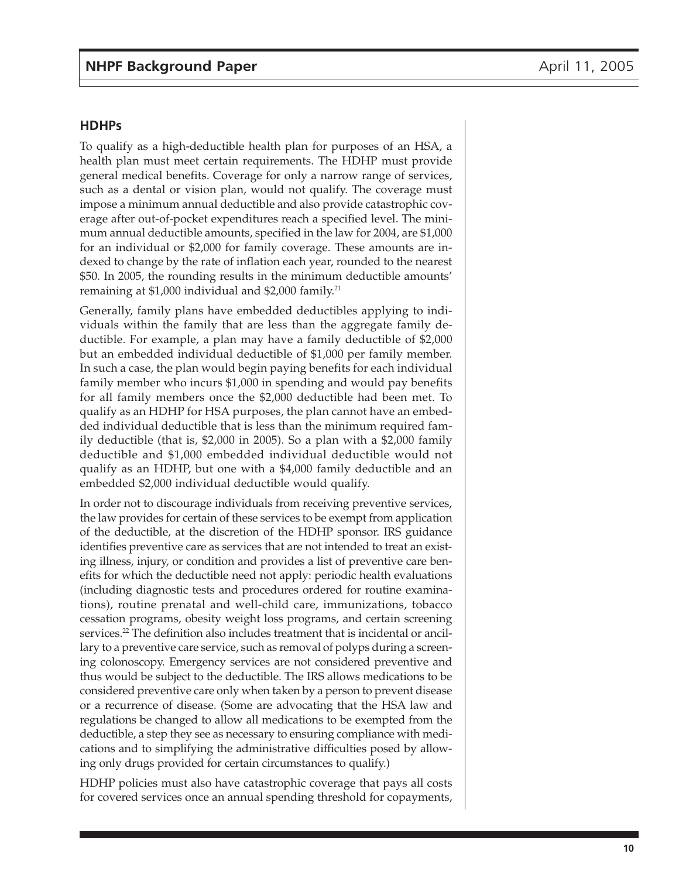### HDHPs

To qualify as a high-deductible health plan for purposes of an HSA, a health plan must meet certain requirements. The HDHP must provide general medical benefits. Coverage for only a narrow range of services, such as a dental or vision plan, would not qualify. The coverage must impose a minimum annual deductible and also provide catastrophic coverage after out-of-pocket expenditures reach a specified level. The minimum annual deductible amounts, specified in the law for 2004, are $1,000 for an individual or $2,000 for family coverage. These amounts are indexed to change by the rate of inflation each year, rounded to the nearest $50. In 2005, the rounding results in the minimum deductible amounts' remaining at $1,000 individual and $2,000 family.[21]

Generally, family plans have embedded deductibles applying to individuals within the family that are less than the aggregate family deductible. For example, a plan may have a family deductible of $2,000 but an embedded individual deductible of $1,000 per family member. In such a case, the plan would begin paying benefits for each individual family member who incurs $1,000 in spending and would pay benefits for all family members once the $2,000 deductible had been met. To qualify as an HDHP for HSA purposes, the plan cannot have an embedded individual deductible that is less than the minimum required family deductible (that is, $2,000 in 2005). So a plan with a $2,000 family deductible and $1,000 embedded individual deductible would not qualify as an HDHP, but one with a $4,000 family deductible and an embedded $2,000 individual deductible would qualify.

In order not to discourage individuals from receiving preventive services, the law provides for certain of these services to be exempt from application of the deductible, at the discretion of the HDHP sponsor. IRS guidance identifies preventive care as services that are not intended to treat an existing illness, injury, or condition and provides a list of preventive care benefits for which the deductible need not apply: periodic health evaluations (including diagnostic tests and procedures ordered for routine examinations), routine prenatal and well-child care, immunizations, tobacco cessation programs, obesity weight loss programs, and certain screening services.[22] The definition also includes treatment that is incidental or ancillary to a preventive care service, such as removal of polyps during a screening colonoscopy. Emergency services are not considered preventive and thus would be subject to the deductible. The IRS allows medications to be considered preventive care only when taken by a person to prevent disease or a recurrence of disease. (Some are advocating that the HSA law and regulations be changed to allow all medications to be exempted from the deductible, a step they see as necessary to ensuring compliance with medications and to simplifying the administrative difficulties posed by allowing only drugs provided for certain circumstances to qualify.)

HDHP policies must also have catastrophic coverage that pays all costs for covered services once an annual spending threshold for copayments,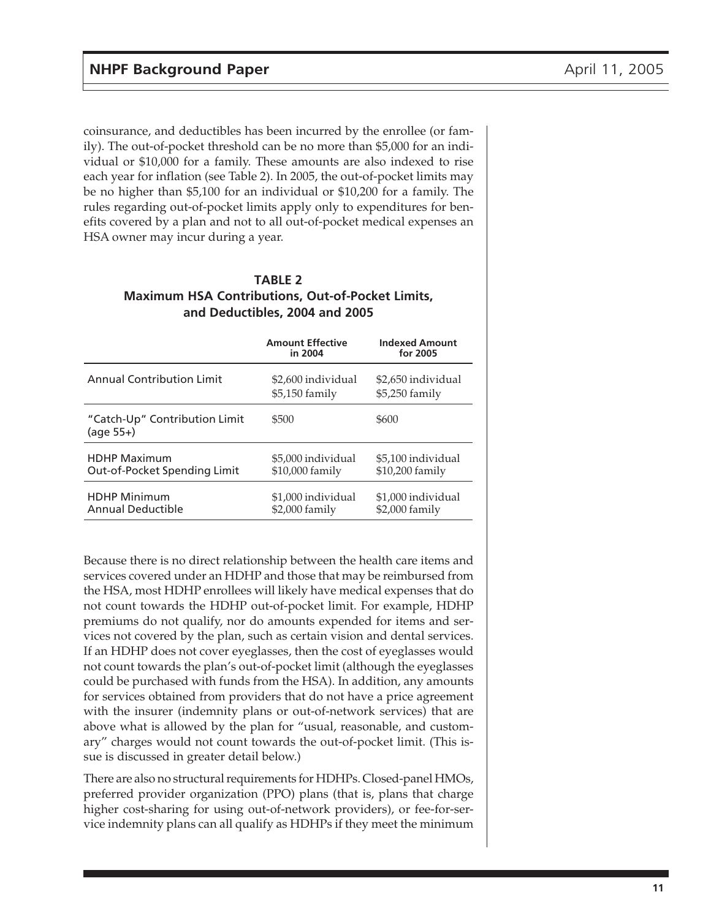coinsurance, and deductibles has been incurred by the enrollee (or family). The out-of-pocket threshold can be no more than $5,000 for an individual or $10,000 for a family. These amounts are also indexed to rise each year for inflation (see Table 2). In 2005, the out-of-pocket limits may be no higher than $5,100 for an individual or $10,200 for a family. The rules regarding out-of-pocket limits apply only to expenditures for benefits covered by a plan and not to all out-of-pocket medical expenses an HSA owner may incur during a year.

**TABLE 2**
**Maximum HSA Contributions, Out-of-Pocket Limits, and Deductibles, 2004 and 2005**

| | Amount Effective in 2004 | Indexed Amount for 2005 |
|---|---|---|
| Annual Contribution Limit | $2,600 individual<br>$5,150 family | $2,650 individual<br>$5,250 family |
| "Catch-Up" Contribution Limit (age 55+) | $500 | $600 |
| HDHP Maximum Out-of-Pocket Spending Limit | $5,000 individual<br>$10,000 family | $5,100 individual<br>$10,200 family |
| HDHP Minimum Annual Deductible | $1,000 individual<br>$2,000 family | $1,000 individual<br>$2,000 family |

Because there is no direct relationship between the health care items and services covered under an HDHP and those that may be reimbursed from the HSA, most HDHP enrollees will likely have medical expenses that do not count towards the HDHP out-of-pocket limit. For example, HDHP premiums do not qualify, nor do amounts expended for items and services not covered by the plan, such as certain vision and dental services. If an HDHP does not cover eyeglasses, then the cost of eyeglasses would not count towards the plan's out-of-pocket limit (although the eyeglasses could be purchased with funds from the HSA). In addition, any amounts for services obtained from providers that do not have a price agreement with the insurer (indemnity plans or out-of-network services) that are above what is allowed by the plan for "usual, reasonable, and customary" charges would not count towards the out-of-pocket limit. (This issue is discussed in greater detail below.)

There are also no structural requirements for HDHPs. Closed-panel HMOs, preferred provider organization (PPO) plans (that is, plans that charge higher cost-sharing for using out-of-network providers), or fee-for-service indemnity plans can all qualify as HDHPs if they meet the minimum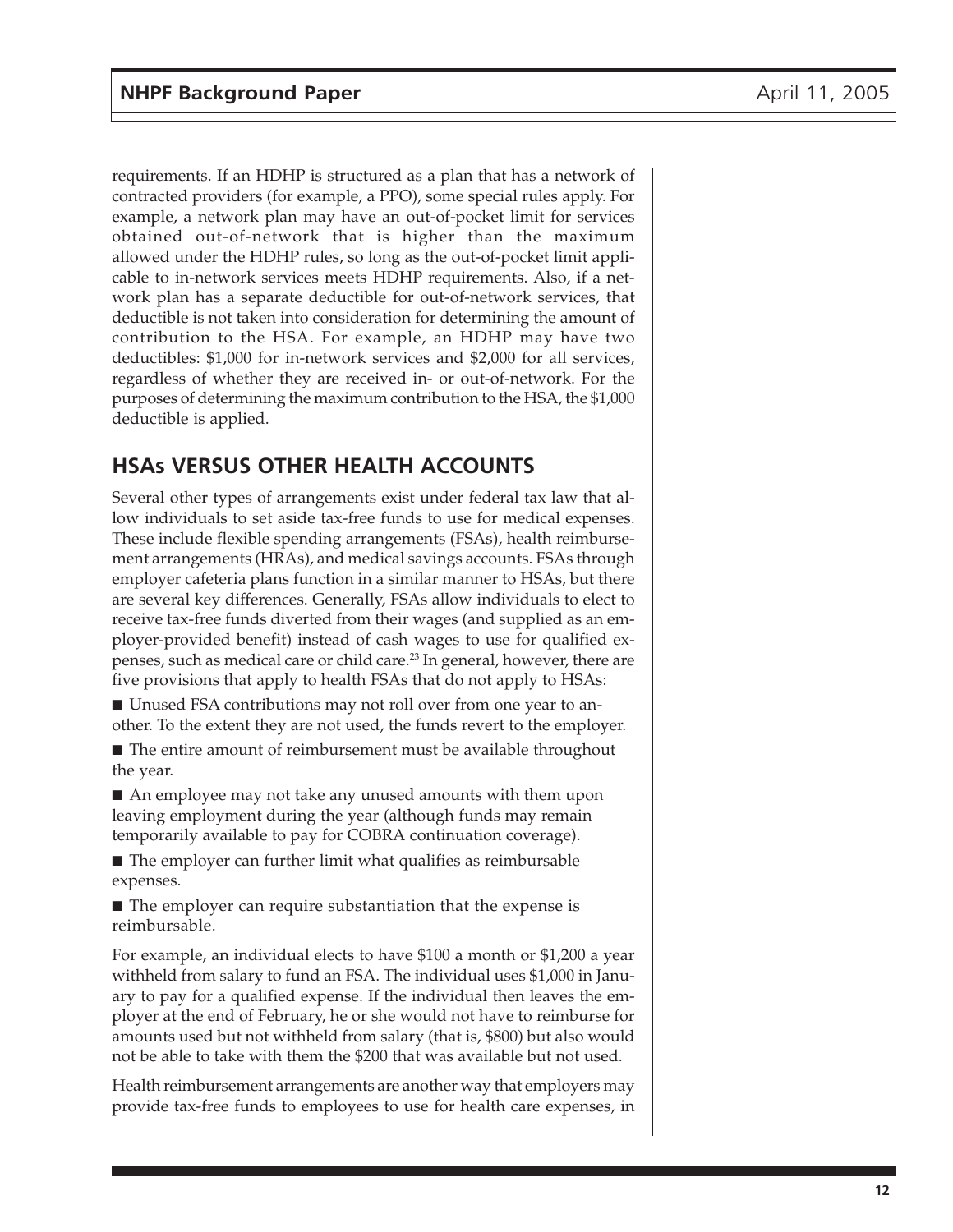requirements. If an HDHP is structured as a plan that has a network of contracted providers (for example, a PPO), some special rules apply. For example, a network plan may have an out-of-pocket limit for services obtained out-of-network that is higher than the maximum allowed under the HDHP rules, so long as the out-of-pocket limit applicable to in-network services meets HDHP requirements. Also, if a network plan has a separate deductible for out-of-network services, that deductible is not taken into consideration for determining the amount of contribution to the HSA. For example, an HDHP may have two deductibles: $1,000 for in-network services and $2,000 for all services, regardless of whether they are received in- or out-of-network. For the purposes of determining the maximum contribution to the HSA, the $1,000 deductible is applied.

## HSAs VERSUS OTHER HEALTH ACCOUNTS

Several other types of arrangements exist under federal tax law that allow individuals to set aside tax-free funds to use for medical expenses. These include flexible spending arrangements (FSAs), health reimbursement arrangements (HRAs), and medical savings accounts. FSAs through employer cafeteria plans function in a similar manner to HSAs, but there are several key differences. Generally, FSAs allow individuals to elect to receive tax-free funds diverted from their wages (and supplied as an employer-provided benefit) instead of cash wages to use for qualified expenses, such as medical care or child care.[23] In general, however, there are five provisions that apply to health FSAs that do not apply to HSAs:

- Unused FSA contributions may not roll over from one year to another. To the extent they are not used, the funds revert to the employer.
- The entire amount of reimbursement must be available throughout the year.
- An employee may not take any unused amounts with them upon leaving employment during the year (although funds may remain temporarily available to pay for COBRA continuation coverage).
- The employer can further limit what qualifies as reimbursable expenses.
- The employer can require substantiation that the expense is reimbursable.

For example, an individual elects to have $100 a month or $1,200 a year withheld from salary to fund an FSA. The individual uses $1,000 in January to pay for a qualified expense. If the individual then leaves the employer at the end of February, he or she would not have to reimburse for amounts used but not withheld from salary (that is, $800) but also would not be able to take with them the $200 that was available but not used.

Health reimbursement arrangements are another way that employers may provide tax-free funds to employees to use for health care expenses, in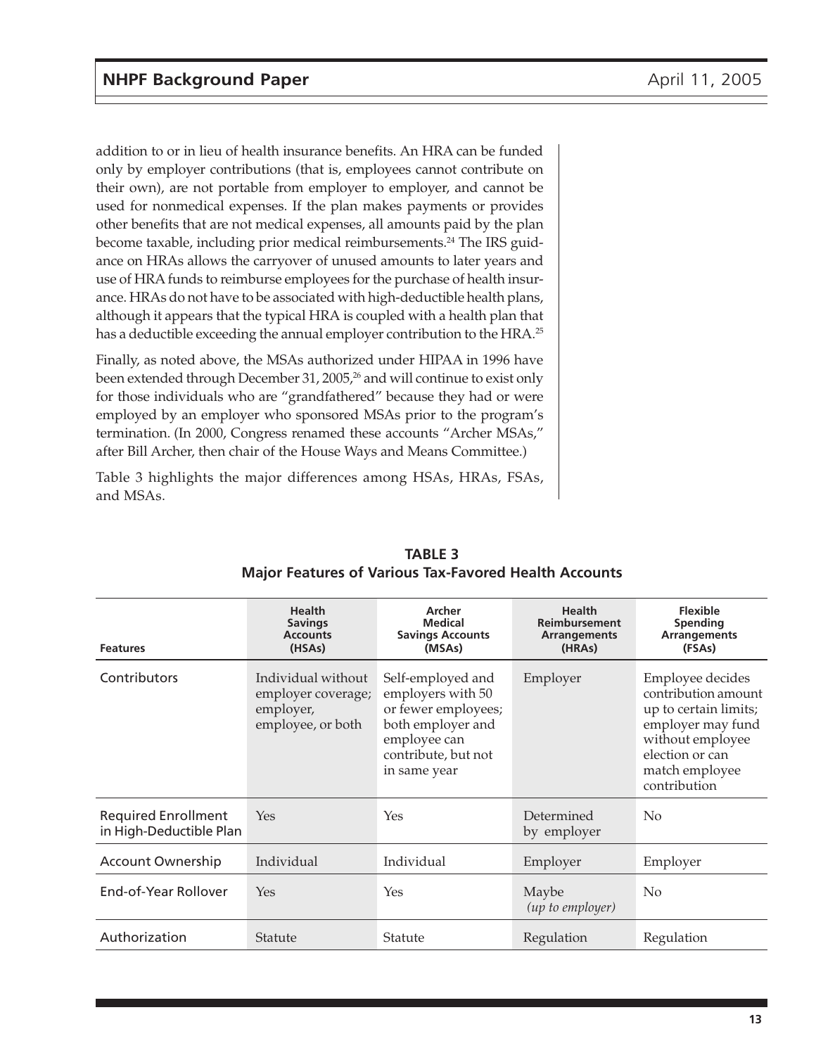addition to or in lieu of health insurance benefits. An HRA can be funded only by employer contributions (that is, employees cannot contribute on their own), are not portable from employer to employer, and cannot be used for nonmedical expenses. If the plan makes payments or provides other benefits that are not medical expenses, all amounts paid by the plan become taxable, including prior medical reimbursements.[24] The IRS guidance on HRAs allows the carryover of unused amounts to later years and use of HRA funds to reimburse employees for the purchase of health insurance. HRAs do not have to be associated with high-deductible health plans, although it appears that the typical HRA is coupled with a health plan that has a deductible exceeding the annual employer contribution to the HRA.[25]

Finally, as noted above, the MSAs authorized under HIPAA in 1996 have been extended through December 31, 2005,[26] and will continue to exist only for those individuals who are "grandfathered" because they had or were employed by an employer who sponsored MSAs prior to the program's termination. (In 2000, Congress renamed these accounts "Archer MSAs," after Bill Archer, then chair of the House Ways and Means Committee.)

Table 3 highlights the major differences among HSAs, HRAs, FSAs, and MSAs.

**TABLE 3**
**Major Features of Various Tax-Favored Health Accounts**

| Features | Health Savings Accounts (HSAs) | Archer Medical Savings Accounts (MSAs) | Health Reimbursement Arrangements (HRAs) | Flexible Spending Arrangements (FSAs) |
|---|---|---|---|---|
| Contributors | Individual without employer coverage; employer, employee, or both | Self-employed and employers with 50 or fewer employees; both employer and employee can contribute, but not in same year | Employer | Employee decides contribution amount up to certain limits; employer may fund without employee election or can match employee contribution |
| Required Enrollment in High-Deductible Plan | Yes | Yes | Determined by employer | No |
| Account Ownership | Individual | Individual | Employer | Employer |
| End-of-Year Rollover | Yes | Yes | Maybe *(up to employer)* | No |
| Authorization | Statute | Statute | Regulation | Regulation |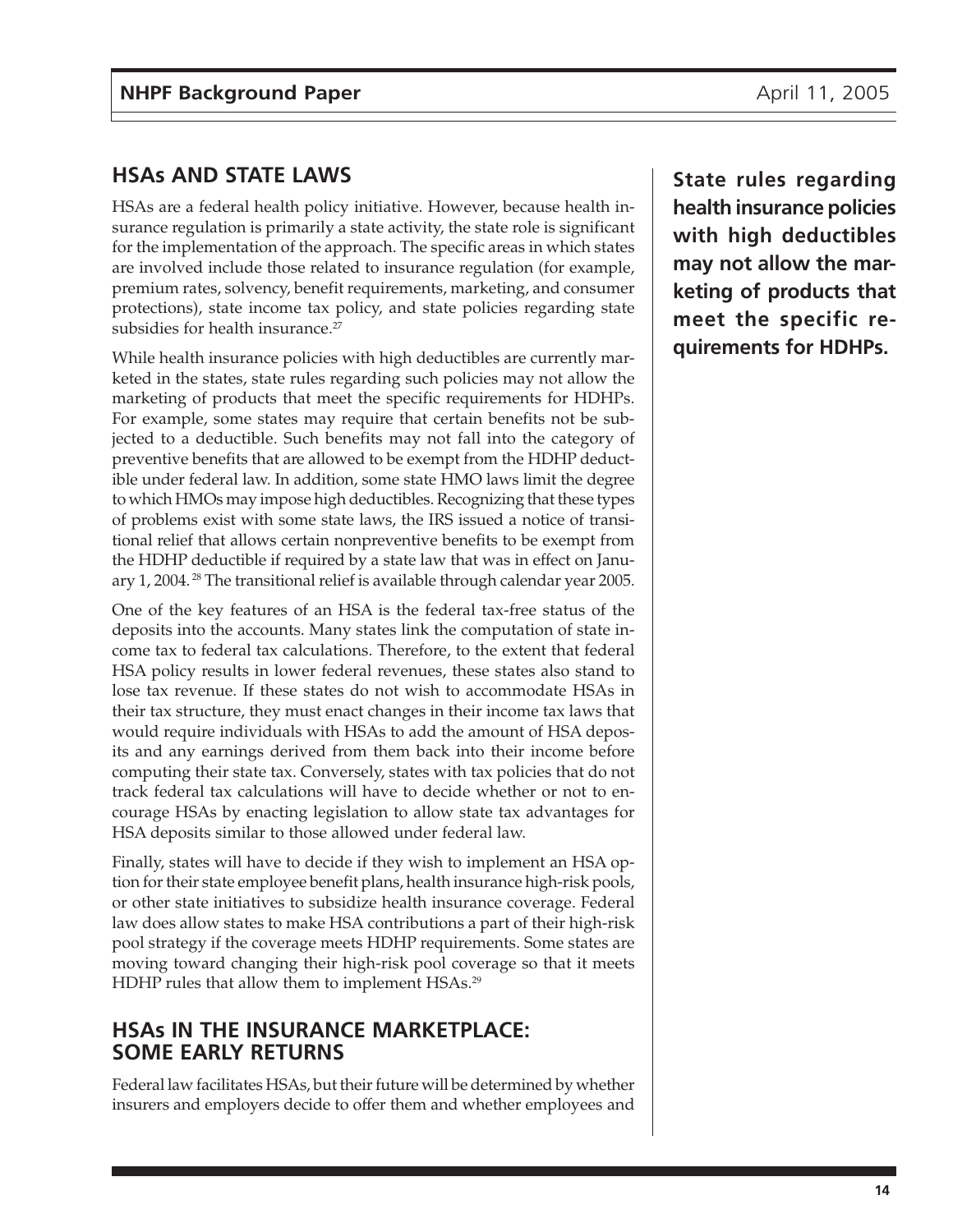## HSAs AND STATE LAWS

HSAs are a federal health policy initiative. However, because health insurance regulation is primarily a state activity, the state role is significant for the implementation of the approach. The specific areas in which states are involved include those related to insurance regulation (for example, premium rates, solvency, benefit requirements, marketing, and consumer protections), state income tax policy, and state policies regarding state subsidies for health insurance.[27]

While health insurance policies with high deductibles are currently marketed in the states, state rules regarding such policies may not allow the marketing of products that meet the specific requirements for HDHPs. For example, some states may require that certain benefits not be subjected to a deductible. Such benefits may not fall into the category of preventive benefits that are allowed to be exempt from the HDHP deductible under federal law. In addition, some state HMO laws limit the degree to which HMOs may impose high deductibles. Recognizing that these types of problems exist with some state laws, the IRS issued a notice of transitional relief that allows certain nonpreventive benefits to be exempt from the HDHP deductible if required by a state law that was in effect on January 1, 2004.[28] The transitional relief is available through calendar year 2005.

**State rules regarding health insurance policies with high deductibles may not allow the marketing of products that meet the specific requirements for HDHPs.**

One of the key features of an HSA is the federal tax-free status of the deposits into the accounts. Many states link the computation of state income tax to federal tax calculations. Therefore, to the extent that federal HSA policy results in lower federal revenues, these states also stand to lose tax revenue. If these states do not wish to accommodate HSAs in their tax structure, they must enact changes in their income tax laws that would require individuals with HSAs to add the amount of HSA deposits and any earnings derived from them back into their income before computing their state tax. Conversely, states with tax policies that do not track federal tax calculations will have to decide whether or not to encourage HSAs by enacting legislation to allow state tax advantages for HSA deposits similar to those allowed under federal law.

Finally, states will have to decide if they wish to implement an HSA option for their state employee benefit plans, health insurance high-risk pools, or other state initiatives to subsidize health insurance coverage. Federal law does allow states to make HSA contributions a part of their high-risk pool strategy if the coverage meets HDHP requirements. Some states are moving toward changing their high-risk pool coverage so that it meets HDHP rules that allow them to implement HSAs.[29]

## HSAs IN THE INSURANCE MARKETPLACE: SOME EARLY RETURNS

Federal law facilitates HSAs, but their future will be determined by whether insurers and employers decide to offer them and whether employees and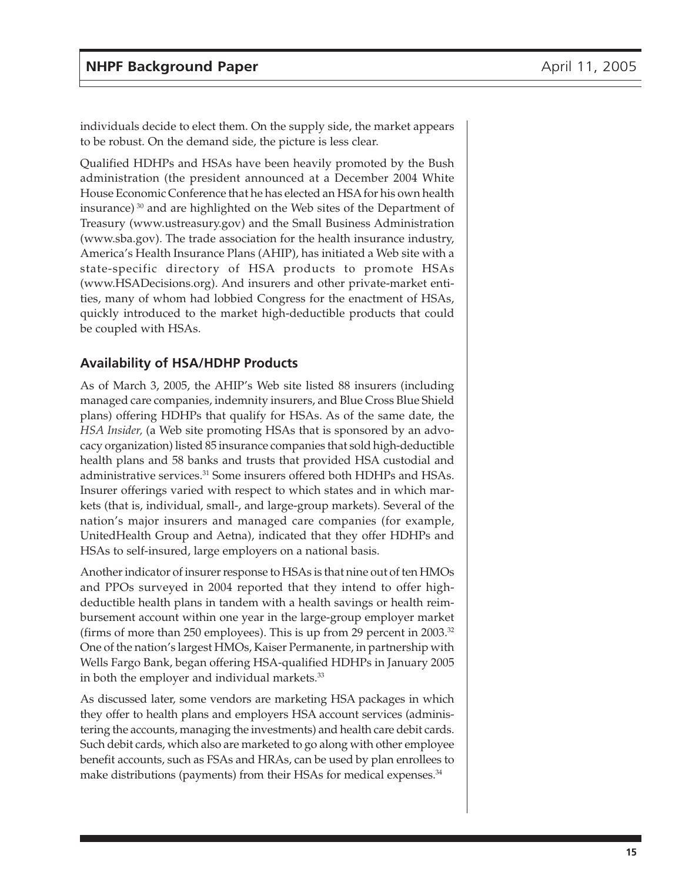individuals decide to elect them. On the supply side, the market appears to be robust. On the demand side, the picture is less clear.

Qualified HDHPs and HSAs have been heavily promoted by the Bush administration (the president announced at a December 2004 White House Economic Conference that he has elected an HSA for his own health insurance) [30] and are highlighted on the Web sites of the Department of Treasury (www.ustreasury.gov) and the Small Business Administration (www.sba.gov). The trade association for the health insurance industry, America's Health Insurance Plans (AHIP), has initiated a Web site with a state-specific directory of HSA products to promote HSAs (www.HSADecisions.org). And insurers and other private-market entities, many of whom had lobbied Congress for the enactment of HSAs, quickly introduced to the market high-deductible products that could be coupled with HSAs.

## Availability of HSA/HDHP Products

As of March 3, 2005, the AHIP's Web site listed 88 insurers (including managed care companies, indemnity insurers, and Blue Cross Blue Shield plans) offering HDHPs that qualify for HSAs. As of the same date, the *HSA Insider,* (a Web site promoting HSAs that is sponsored by an advocacy organization) listed 85 insurance companies that sold high-deductible health plans and 58 banks and trusts that provided HSA custodial and administrative services.[31] Some insurers offered both HDHPs and HSAs. Insurer offerings varied with respect to which states and in which markets (that is, individual, small-, and large-group markets). Several of the nation's major insurers and managed care companies (for example, UnitedHealth Group and Aetna), indicated that they offer HDHPs and HSAs to self-insured, large employers on a national basis.

Another indicator of insurer response to HSAs is that nine out of ten HMOs and PPOs surveyed in 2004 reported that they intend to offer high-deductible health plans in tandem with a health savings or health reimbursement account within one year in the large-group employer market (firms of more than 250 employees). This is up from 29 percent in 2003.[32] One of the nation's largest HMOs, Kaiser Permanente, in partnership with Wells Fargo Bank, began offering HSA-qualified HDHPs in January 2005 in both the employer and individual markets.[33]

As discussed later, some vendors are marketing HSA packages in which they offer to health plans and employers HSA account services (administering the accounts, managing the investments) and health care debit cards. Such debit cards, which also are marketed to go along with other employee benefit accounts, such as FSAs and HRAs, can be used by plan enrollees to make distributions (payments) from their HSAs for medical expenses.[34]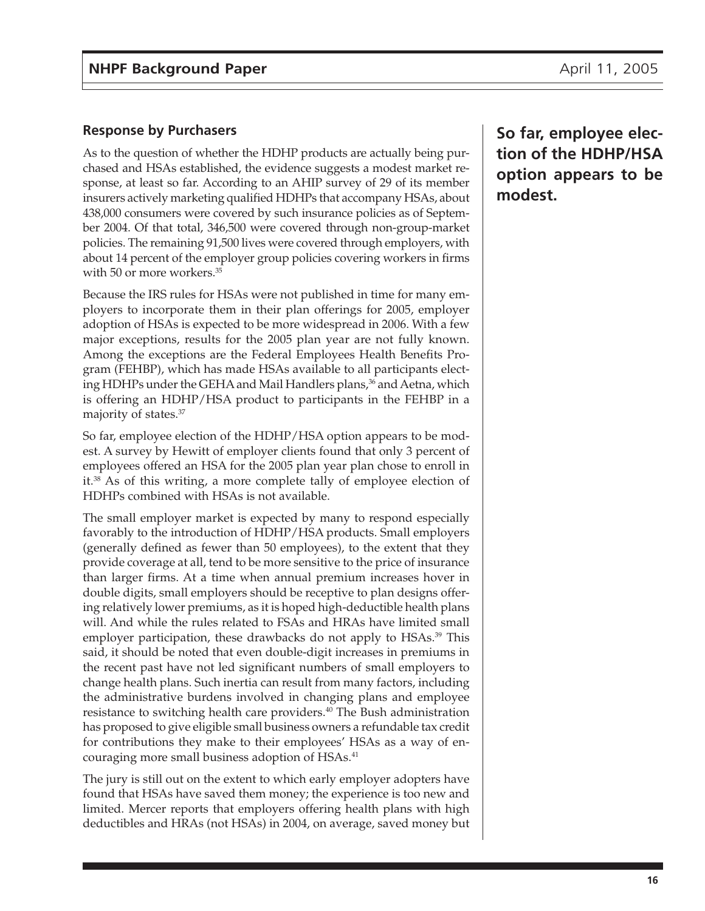### Response by Purchasers

As to the question of whether the HDHP products are actually being purchased and HSAs established, the evidence suggests a modest market response, at least so far. According to an AHIP survey of 29 of its member insurers actively marketing qualified HDHPs that accompany HSAs, about 438,000 consumers were covered by such insurance policies as of September 2004. Of that total, 346,500 were covered through non-group-market policies. The remaining 91,500 lives were covered through employers, with about 14 percent of the employer group policies covering workers in firms with 50 or more workers.[35]

Because the IRS rules for HSAs were not published in time for many employers to incorporate them in their plan offerings for 2005, employer adoption of HSAs is expected to be more widespread in 2006. With a few major exceptions, results for the 2005 plan year are not fully known. Among the exceptions are the Federal Employees Health Benefits Program (FEHBP), which has made HSAs available to all participants electing HDHPs under the GEHA and Mail Handlers plans,[36] and Aetna, which is offering an HDHP/HSA product to participants in the FEHBP in a majority of states.[37]

**So far, employee election of the HDHP/HSA option appears to be modest.**

So far, employee election of the HDHP/HSA option appears to be modest. A survey by Hewitt of employer clients found that only 3 percent of employees offered an HSA for the 2005 plan year plan chose to enroll in it.[38] As of this writing, a more complete tally of employee election of HDHPs combined with HSAs is not available.

The small employer market is expected by many to respond especially favorably to the introduction of HDHP/HSA products. Small employers (generally defined as fewer than 50 employees), to the extent that they provide coverage at all, tend to be more sensitive to the price of insurance than larger firms. At a time when annual premium increases hover in double digits, small employers should be receptive to plan designs offering relatively lower premiums, as it is hoped high-deductible health plans will. And while the rules related to FSAs and HRAs have limited small employer participation, these drawbacks do not apply to HSAs.[39] This said, it should be noted that even double-digit increases in premiums in the recent past have not led significant numbers of small employers to change health plans. Such inertia can result from many factors, including the administrative burdens involved in changing plans and employee resistance to switching health care providers.[40] The Bush administration has proposed to give eligible small business owners a refundable tax credit for contributions they make to their employees' HSAs as a way of encouraging more small business adoption of HSAs.[41]

The jury is still out on the extent to which early employer adopters have found that HSAs have saved them money; the experience is too new and limited. Mercer reports that employers offering health plans with high deductibles and HRAs (not HSAs) in 2004, on average, saved money but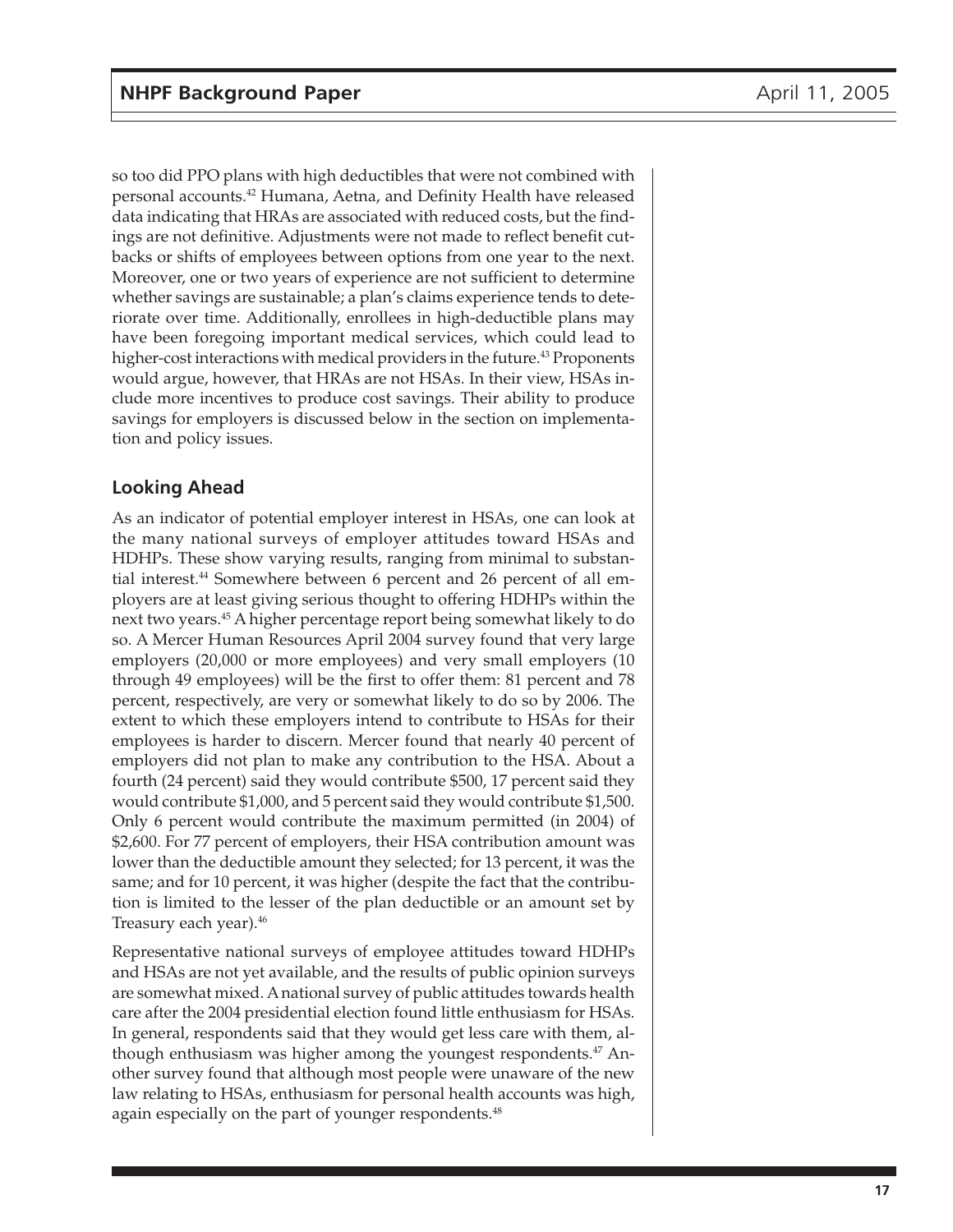so too did PPO plans with high deductibles that were not combined with personal accounts.[42] Humana, Aetna, and Definity Health have released data indicating that HRAs are associated with reduced costs, but the findings are not definitive. Adjustments were not made to reflect benefit cutbacks or shifts of employees between options from one year to the next. Moreover, one or two years of experience are not sufficient to determine whether savings are sustainable; a plan's claims experience tends to deteriorate over time. Additionally, enrollees in high-deductible plans may have been foregoing important medical services, which could lead to higher-cost interactions with medical providers in the future.[43] Proponents would argue, however, that HRAs are not HSAs. In their view, HSAs include more incentives to produce cost savings. Their ability to produce savings for employers is discussed below in the section on implementation and policy issues.

### Looking Ahead

As an indicator of potential employer interest in HSAs, one can look at the many national surveys of employer attitudes toward HSAs and HDHPs. These show varying results, ranging from minimal to substantial interest.[44] Somewhere between 6 percent and 26 percent of all employers are at least giving serious thought to offering HDHPs within the next two years.[45] A higher percentage report being somewhat likely to do so. A Mercer Human Resources April 2004 survey found that very large employers (20,000 or more employees) and very small employers (10 through 49 employees) will be the first to offer them: 81 percent and 78 percent, respectively, are very or somewhat likely to do so by 2006. The extent to which these employers intend to contribute to HSAs for their employees is harder to discern. Mercer found that nearly 40 percent of employers did not plan to make any contribution to the HSA. About a fourth (24 percent) said they would contribute $500, 17 percent said they would contribute $1,000, and 5 percent said they would contribute $1,500. Only 6 percent would contribute the maximum permitted (in 2004) of $2,600. For 77 percent of employers, their HSA contribution amount was lower than the deductible amount they selected; for 13 percent, it was the same; and for 10 percent, it was higher (despite the fact that the contribution is limited to the lesser of the plan deductible or an amount set by Treasury each year).[46]

Representative national surveys of employee attitudes toward HDHPs and HSAs are not yet available, and the results of public opinion surveys are somewhat mixed. A national survey of public attitudes towards health care after the 2004 presidential election found little enthusiasm for HSAs. In general, respondents said that they would get less care with them, although enthusiasm was higher among the youngest respondents.[47] Another survey found that although most people were unaware of the new law relating to HSAs, enthusiasm for personal health accounts was high, again especially on the part of younger respondents.[48]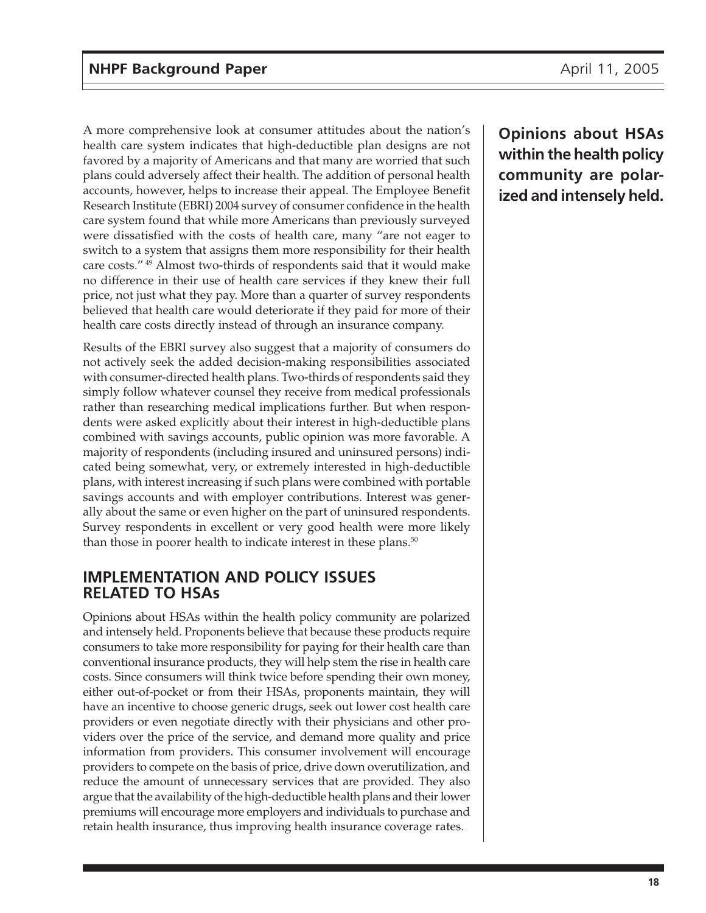A more comprehensive look at consumer attitudes about the nation's health care system indicates that high-deductible plan designs are not favored by a majority of Americans and that many are worried that such plans could adversely affect their health. The addition of personal health accounts, however, helps to increase their appeal. The Employee Benefit Research Institute (EBRI) 2004 survey of consumer confidence in the health care system found that while more Americans than previously surveyed were dissatisfied with the costs of health care, many "are not eager to switch to a system that assigns them more responsibility for their health care costs."[49] Almost two-thirds of respondents said that it would make no difference in their use of health care services if they knew their full price, not just what they pay. More than a quarter of survey respondents believed that health care would deteriorate if they paid for more of their health care costs directly instead of through an insurance company.

Results of the EBRI survey also suggest that a majority of consumers do not actively seek the added decision-making responsibilities associated with consumer-directed health plans. Two-thirds of respondents said they simply follow whatever counsel they receive from medical professionals rather than researching medical implications further. But when respondents were asked explicitly about their interest in high-deductible plans combined with savings accounts, public opinion was more favorable. A majority of respondents (including insured and uninsured persons) indicated being somewhat, very, or extremely interested in high-deductible plans, with interest increasing if such plans were combined with portable savings accounts and with employer contributions. Interest was generally about the same or even higher on the part of uninsured respondents. Survey respondents in excellent or very good health were more likely than those in poorer health to indicate interest in these plans.[50]

## IMPLEMENTATION AND POLICY ISSUES RELATED TO HSAs

**Opinions about HSAs within the health policy community are polarized and intensely held.**

Opinions about HSAs within the health policy community are polarized and intensely held. Proponents believe that because these products require consumers to take more responsibility for paying for their health care than conventional insurance products, they will help stem the rise in health care costs. Since consumers will think twice before spending their own money, either out-of-pocket or from their HSAs, proponents maintain, they will have an incentive to choose generic drugs, seek out lower cost health care providers or even negotiate directly with their physicians and other providers over the price of the service, and demand more quality and price information from providers. This consumer involvement will encourage providers to compete on the basis of price, drive down overutilization, and reduce the amount of unnecessary services that are provided. They also argue that the availability of the high-deductible health plans and their lower premiums will encourage more employers and individuals to purchase and retain health insurance, thus improving health insurance coverage rates.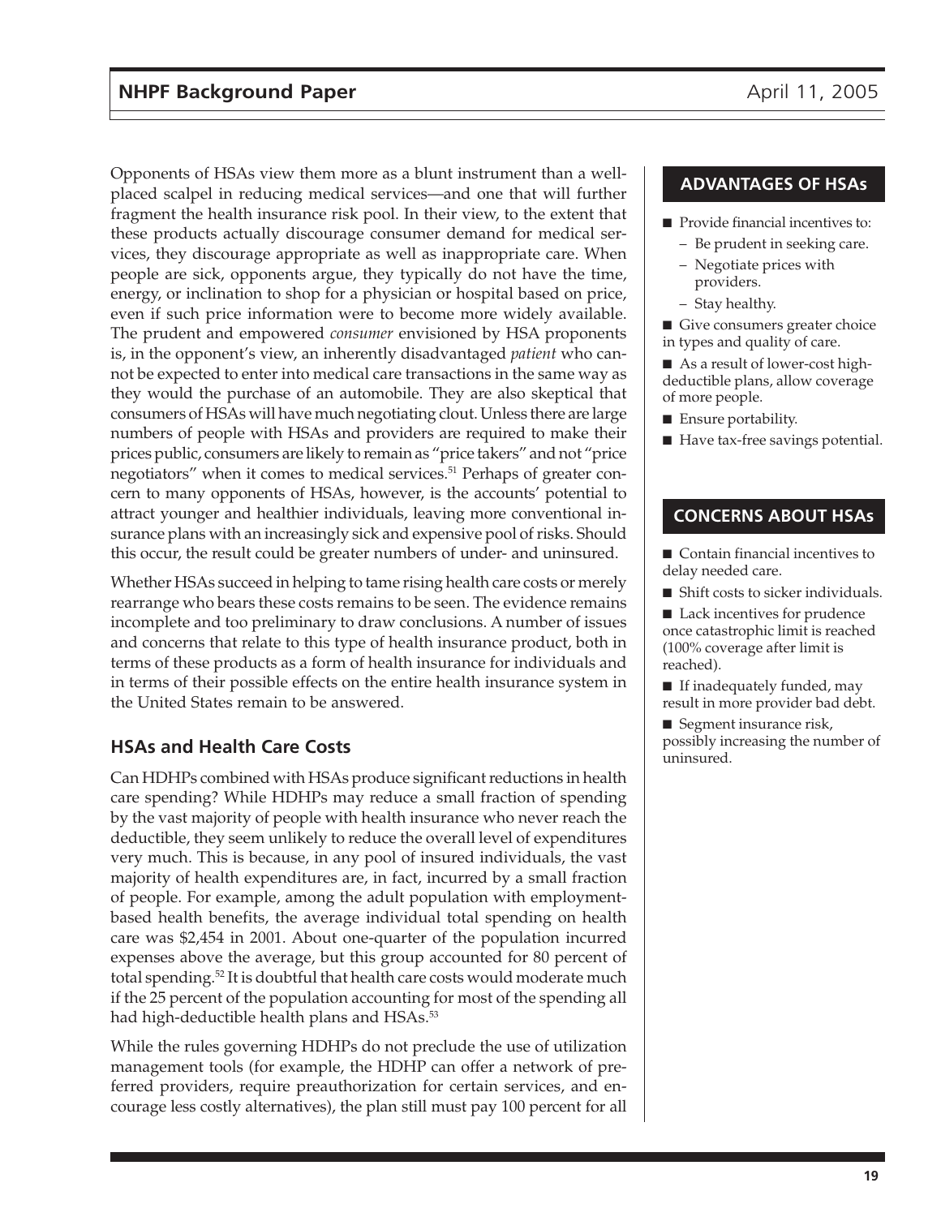Opponents of HSAs view them more as a blunt instrument than a well-placed scalpel in reducing medical services—and one that will further fragment the health insurance risk pool. In their view, to the extent that these products actually discourage consumer demand for medical services, they discourage appropriate as well as inappropriate care. When people are sick, opponents argue, they typically do not have the time, energy, or inclination to shop for a physician or hospital based on price, even if such price information were to become more widely available. The prudent and empowered *consumer* envisioned by HSA proponents is, in the opponent's view, an inherently disadvantaged *patient* who cannot be expected to enter into medical care transactions in the same way as they would the purchase of an automobile. They are also skeptical that consumers of HSAs will have much negotiating clout. Unless there are large numbers of people with HSAs and providers are required to make their prices public, consumers are likely to remain as "price takers" and not "price negotiators" when it comes to medical services.[51] Perhaps of greater concern to many opponents of HSAs, however, is the accounts' potential to attract younger and healthier individuals, leaving more conventional insurance plans with an increasingly sick and expensive pool of risks. Should this occur, the result could be greater numbers of under- and uninsured.

Whether HSAs succeed in helping to tame rising health care costs or merely rearrange who bears these costs remains to be seen. The evidence remains incomplete and too preliminary to draw conclusions. A number of issues and concerns that relate to this type of health insurance product, both in terms of these products as a form of health insurance for individuals and in terms of their possible effects on the entire health insurance system in the United States remain to be answered.

## HSAs and Health Care Costs

Can HDHPs combined with HSAs produce significant reductions in health care spending? While HDHPs may reduce a small fraction of spending by the vast majority of people with health insurance who never reach the deductible, they seem unlikely to reduce the overall level of expenditures very much. This is because, in any pool of insured individuals, the vast majority of health expenditures are, in fact, incurred by a small fraction of people. For example, among the adult population with employment-based health benefits, the average individual total spending on health care was $2,454 in 2001. About one-quarter of the population incurred expenses above the average, but this group accounted for 80 percent of total spending.[52] It is doubtful that health care costs would moderate much if the 25 percent of the population accounting for most of the spending all had high-deductible health plans and HSAs.[53]

While the rules governing HDHPs do not preclude the use of utilization management tools (for example, the HDHP can offer a network of preferred providers, require preauthorization for certain services, and encourage less costly alternatives), the plan still must pay 100 percent for all

### ADVANTAGES OF HSAs

- Provide financial incentives to:
  - Be prudent in seeking care.
  - Negotiate prices with providers.
  - Stay healthy.
- Give consumers greater choice in types and quality of care.
- As a result of lower-cost high-deductible plans, allow coverage of more people.
- Ensure portability.
- Have tax-free savings potential.

### CONCERNS ABOUT HSAs

- Contain financial incentives to delay needed care.
- Shift costs to sicker individuals.
- Lack incentives for prudence once catastrophic limit is reached (100% coverage after limit is reached).
- If inadequately funded, may result in more provider bad debt.
- Segment insurance risk, possibly increasing the number of uninsured.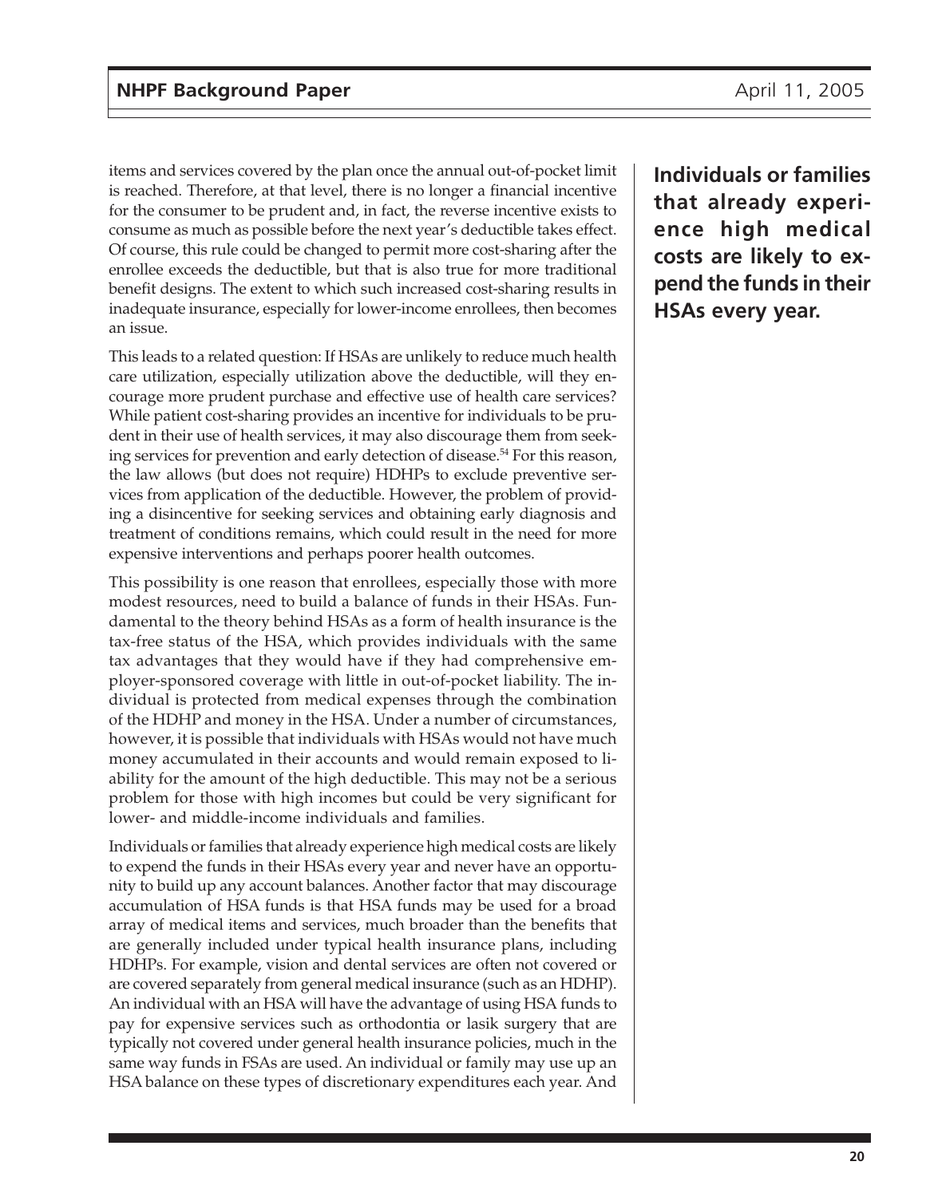items and services covered by the plan once the annual out-of-pocket limit is reached. Therefore, at that level, there is no longer a financial incentive for the consumer to be prudent and, in fact, the reverse incentive exists to consume as much as possible before the next year's deductible takes effect. Of course, this rule could be changed to permit more cost-sharing after the enrollee exceeds the deductible, but that is also true for more traditional benefit designs. The extent to which such increased cost-sharing results in inadequate insurance, especially for lower-income enrollees, then becomes an issue.

This leads to a related question: If HSAs are unlikely to reduce much health care utilization, especially utilization above the deductible, will they encourage more prudent purchase and effective use of health care services? While patient cost-sharing provides an incentive for individuals to be prudent in their use of health services, it may also discourage them from seeking services for prevention and early detection of disease.[54] For this reason, the law allows (but does not require) HDHPs to exclude preventive services from application of the deductible. However, the problem of providing a disincentive for seeking services and obtaining early diagnosis and treatment of conditions remains, which could result in the need for more expensive interventions and perhaps poorer health outcomes.

This possibility is one reason that enrollees, especially those with more modest resources, need to build a balance of funds in their HSAs. Fundamental to the theory behind HSAs as a form of health insurance is the tax-free status of the HSA, which provides individuals with the same tax advantages that they would have if they had comprehensive employer-sponsored coverage with little in out-of-pocket liability. The individual is protected from medical expenses through the combination of the HDHP and money in the HSA. Under a number of circumstances, however, it is possible that individuals with HSAs would not have much money accumulated in their accounts and would remain exposed to liability for the amount of the high deductible. This may not be a serious problem for those with high incomes but could be very significant for lower- and middle-income individuals and families.

**Individuals or families that already experience high medical costs are likely to expend the funds in their HSAs every year.**

Individuals or families that already experience high medical costs are likely to expend the funds in their HSAs every year and never have an opportunity to build up any account balances. Another factor that may discourage accumulation of HSA funds is that HSA funds may be used for a broad array of medical items and services, much broader than the benefits that are generally included under typical health insurance plans, including HDHPs. For example, vision and dental services are often not covered or are covered separately from general medical insurance (such as an HDHP). An individual with an HSA will have the advantage of using HSA funds to pay for expensive services such as orthodontia or lasik surgery that are typically not covered under general health insurance policies, much in the same way funds in FSAs are used. An individual or family may use up an HSA balance on these types of discretionary expenditures each year. And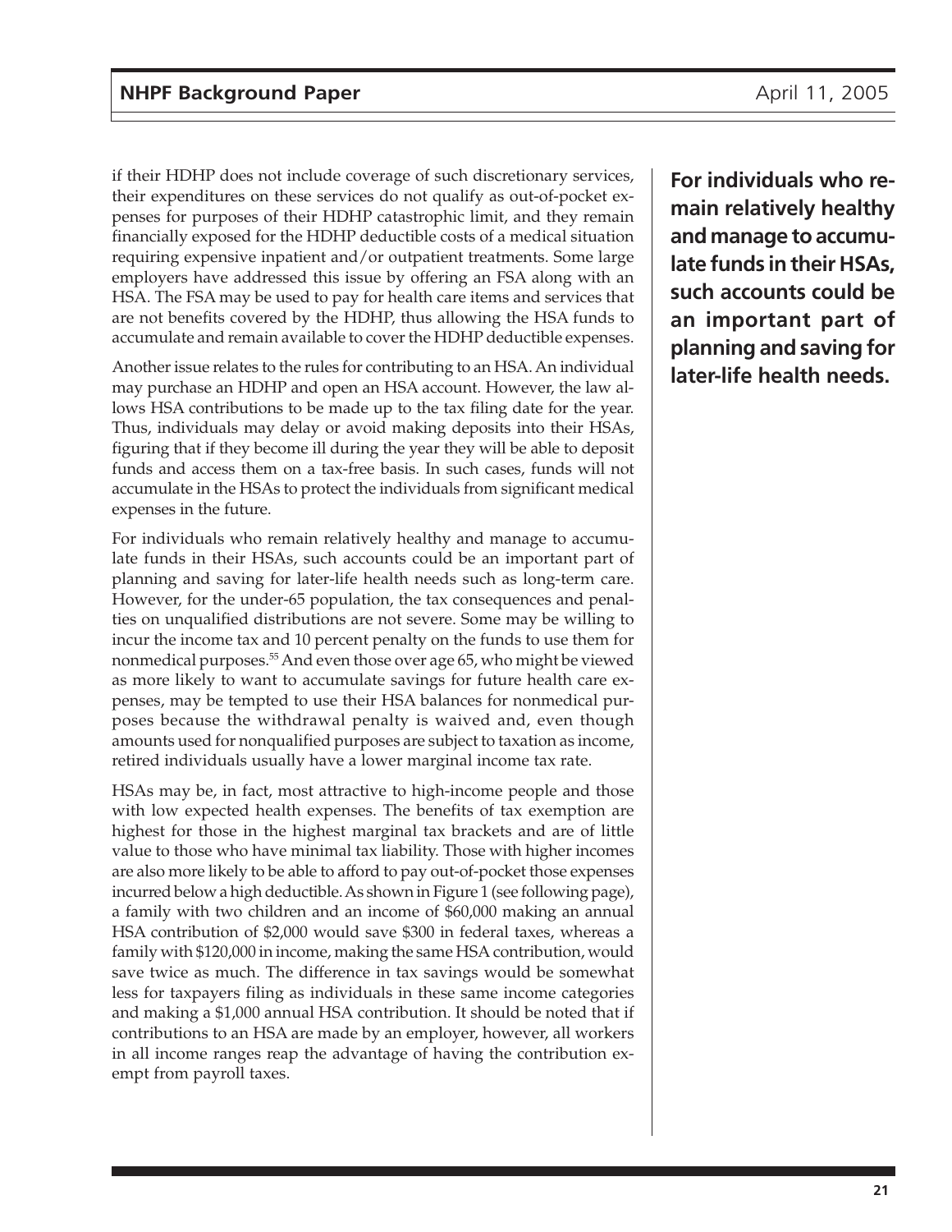if their HDHP does not include coverage of such discretionary services, their expenditures on these services do not qualify as out-of-pocket expenses for purposes of their HDHP catastrophic limit, and they remain financially exposed for the HDHP deductible costs of a medical situation requiring expensive inpatient and/or outpatient treatments. Some large employers have addressed this issue by offering an FSA along with an HSA. The FSA may be used to pay for health care items and services that are not benefits covered by the HDHP, thus allowing the HSA funds to accumulate and remain available to cover the HDHP deductible expenses.

Another issue relates to the rules for contributing to an HSA. An individual may purchase an HDHP and open an HSA account. However, the law allows HSA contributions to be made up to the tax filing date for the year. Thus, individuals may delay or avoid making deposits into their HSAs, figuring that if they become ill during the year they will be able to deposit funds and access them on a tax-free basis. In such cases, funds will not accumulate in the HSAs to protect the individuals from significant medical expenses in the future.

For individuals who remain relatively healthy and manage to accumulate funds in their HSAs, such accounts could be an important part of planning and saving for later-life health needs such as long-term care. However, for the under-65 population, the tax consequences and penalties on unqualified distributions are not severe. Some may be willing to incur the income tax and 10 percent penalty on the funds to use them for nonmedical purposes.[55] And even those over age 65, who might be viewed as more likely to want to accumulate savings for future health care expenses, may be tempted to use their HSA balances for nonmedical purposes because the withdrawal penalty is waived and, even though amounts used for nonqualified purposes are subject to taxation as income, retired individuals usually have a lower marginal income tax rate.

**For individuals who remain relatively healthy and manage to accumulate funds in their HSAs, such accounts could be an important part of planning and saving for later-life health needs.**

HSAs may be, in fact, most attractive to high-income people and those with low expected health expenses. The benefits of tax exemption are highest for those in the highest marginal tax brackets and are of little value to those who have minimal tax liability. Those with higher incomes are also more likely to be able to afford to pay out-of-pocket those expenses incurred below a high deductible. As shown in Figure 1 (see following page), a family with two children and an income of $60,000 making an annual HSA contribution of $2,000 would save $300 in federal taxes, whereas a family with $120,000 in income, making the same HSA contribution, would save twice as much. The difference in tax savings would be somewhat less for taxpayers filing as individuals in these same income categories and making a $1,000 annual HSA contribution. It should be noted that if contributions to an HSA are made by an employer, however, all workers in all income ranges reap the advantage of having the contribution exempt from payroll taxes.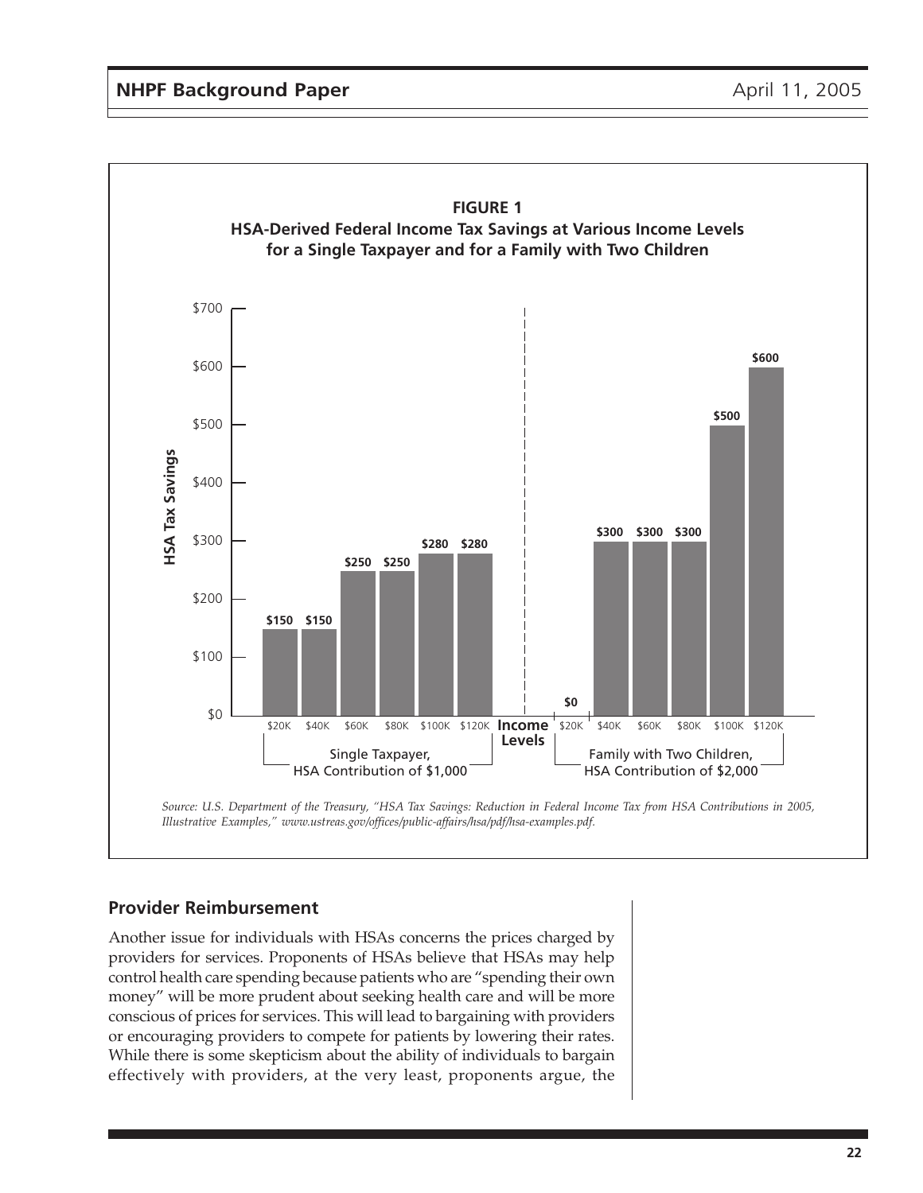**FIGURE 1**
**HSA-Derived Federal Income Tax Savings at Various Income Levels for a Single Taxpayer and for a Family with Two Children**

| Income Levels | Single Taxpayer, HSA Contribution of $1,000 | Family with Two Children, HSA Contribution of $2,000 |
|---|---|---|
| $20K | $150 | $0 |
| $40K | $150 | $300 |
| $60K | $250 | $300 |
| $80K | $250 | $300 |
| $100K | $280 | $500 |
| $120K | $280 | $600 |

*Source: U.S. Department of the Treasury, "HSA Tax Savings: Reduction in Federal Income Tax from HSA Contributions in 2005, Illustrative Examples," www.ustreas.gov/offices/public-affairs/hsa/pdf/hsa-examples.pdf.*

## Provider Reimbursement

Another issue for individuals with HSAs concerns the prices charged by providers for services. Proponents of HSAs believe that HSAs may help control health care spending because patients who are "spending their own money" will be more prudent about seeking health care and will be more conscious of prices for services. This will lead to bargaining with providers or encouraging providers to compete for patients by lowering their rates. While there is some skepticism about the ability of individuals to bargain effectively with providers, at the very least, proponents argue, the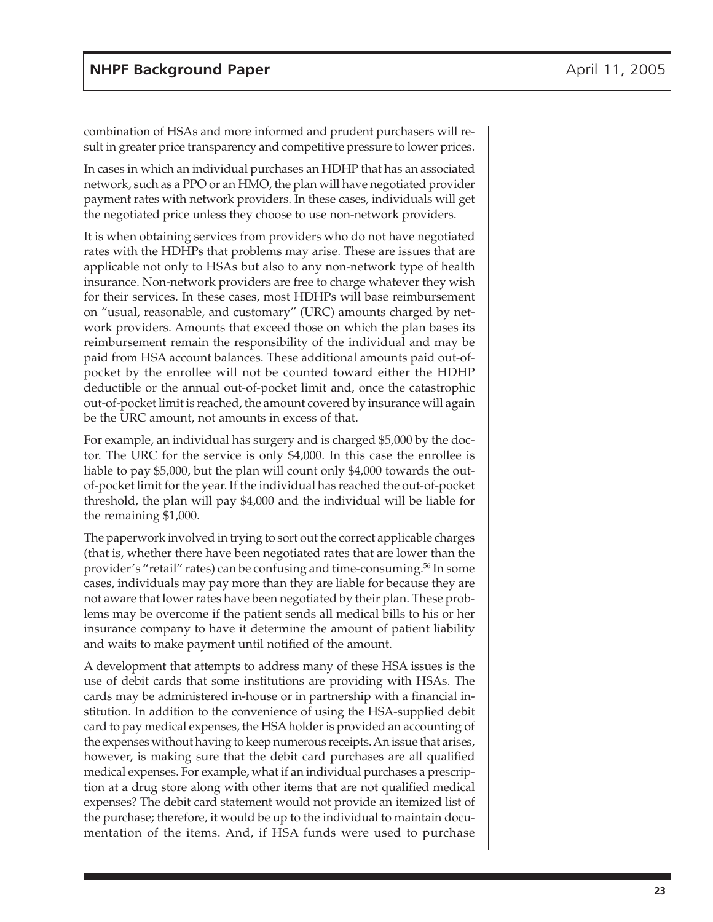combination of HSAs and more informed and prudent purchasers will result in greater price transparency and competitive pressure to lower prices.

In cases in which an individual purchases an HDHP that has an associated network, such as a PPO or an HMO, the plan will have negotiated provider payment rates with network providers. In these cases, individuals will get the negotiated price unless they choose to use non-network providers.

It is when obtaining services from providers who do not have negotiated rates with the HDHPs that problems may arise. These are issues that are applicable not only to HSAs but also to any non-network type of health insurance. Non-network providers are free to charge whatever they wish for their services. In these cases, most HDHPs will base reimbursement on "usual, reasonable, and customary" (URC) amounts charged by network providers. Amounts that exceed those on which the plan bases its reimbursement remain the responsibility of the individual and may be paid from HSA account balances. These additional amounts paid out-of-pocket by the enrollee will not be counted toward either the HDHP deductible or the annual out-of-pocket limit and, once the catastrophic out-of-pocket limit is reached, the amount covered by insurance will again be the URC amount, not amounts in excess of that.

For example, an individual has surgery and is charged $5,000 by the doctor. The URC for the service is only $4,000. In this case the enrollee is liable to pay $5,000, but the plan will count only $4,000 towards the out-of-pocket limit for the year. If the individual has reached the out-of-pocket threshold, the plan will pay $4,000 and the individual will be liable for the remaining $1,000.

The paperwork involved in trying to sort out the correct applicable charges (that is, whether there have been negotiated rates that are lower than the provider's "retail" rates) can be confusing and time-consuming.[56] In some cases, individuals may pay more than they are liable for because they are not aware that lower rates have been negotiated by their plan. These problems may be overcome if the patient sends all medical bills to his or her insurance company to have it determine the amount of patient liability and waits to make payment until notified of the amount.

A development that attempts to address many of these HSA issues is the use of debit cards that some institutions are providing with HSAs. The cards may be administered in-house or in partnership with a financial institution. In addition to the convenience of using the HSA-supplied debit card to pay medical expenses, the HSA holder is provided an accounting of the expenses without having to keep numerous receipts. An issue that arises, however, is making sure that the debit card purchases are all qualified medical expenses. For example, what if an individual purchases a prescription at a drug store along with other items that are not qualified medical expenses? The debit card statement would not provide an itemized list of the purchase; therefore, it would be up to the individual to maintain documentation of the items. And, if HSA funds were used to purchase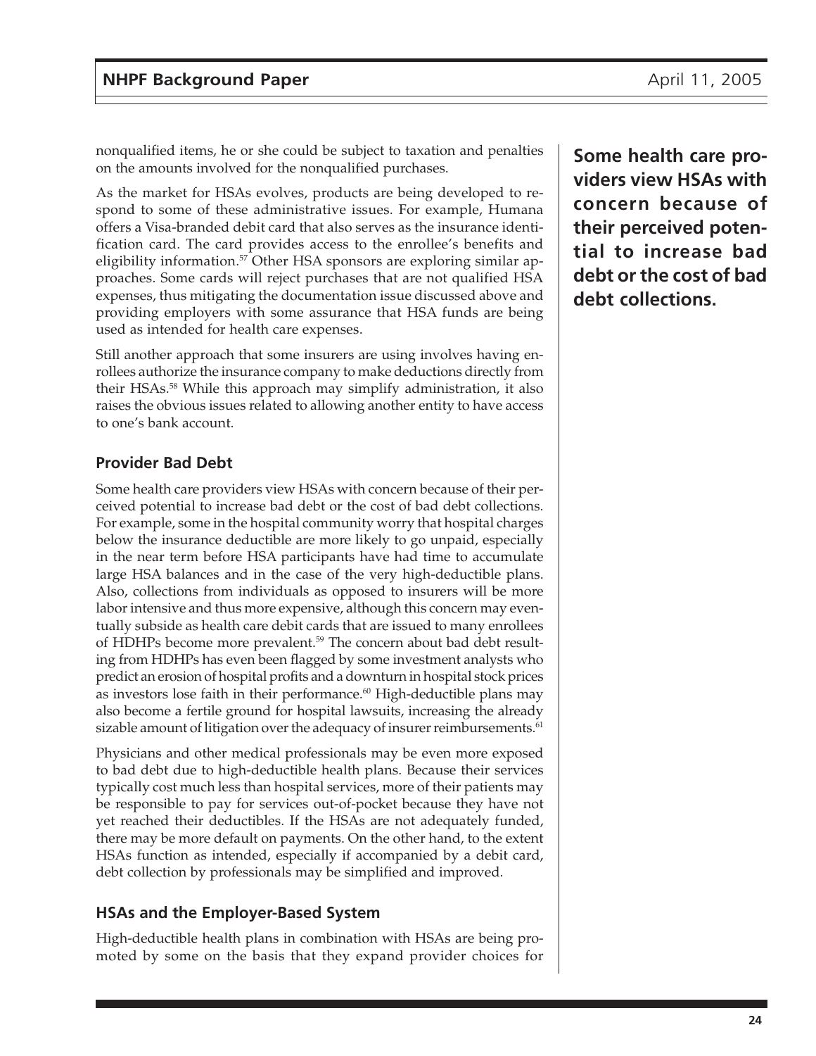nonqualified items, he or she could be subject to taxation and penalties on the amounts involved for the nonqualified purchases.

As the market for HSAs evolves, products are being developed to respond to some of these administrative issues. For example, Humana offers a Visa-branded debit card that also serves as the insurance identification card. The card provides access to the enrollee's benefits and eligibility information.[57] Other HSA sponsors are exploring similar approaches. Some cards will reject purchases that are not qualified HSA expenses, thus mitigating the documentation issue discussed above and providing employers with some assurance that HSA funds are being used as intended for health care expenses.

Still another approach that some insurers are using involves having enrollees authorize the insurance company to make deductions directly from their HSAs.[58] While this approach may simplify administration, it also raises the obvious issues related to allowing another entity to have access to one's bank account.

### Provider Bad Debt

**Some health care providers view HSAs with concern because of their perceived potential to increase bad debt or the cost of bad debt collections.**

Some health care providers view HSAs with concern because of their perceived potential to increase bad debt or the cost of bad debt collections. For example, some in the hospital community worry that hospital charges below the insurance deductible are more likely to go unpaid, especially in the near term before HSA participants have had time to accumulate large HSA balances and in the case of the very high-deductible plans. Also, collections from individuals as opposed to insurers will be more labor intensive and thus more expensive, although this concern may eventually subside as health care debit cards that are issued to many enrollees of HDHPs become more prevalent.[59] The concern about bad debt resulting from HDHPs has even been flagged by some investment analysts who predict an erosion of hospital profits and a downturn in hospital stock prices as investors lose faith in their performance.[60] High-deductible plans may also become a fertile ground for hospital lawsuits, increasing the already sizable amount of litigation over the adequacy of insurer reimbursements.[61]

Physicians and other medical professionals may be even more exposed to bad debt due to high-deductible health plans. Because their services typically cost much less than hospital services, more of their patients may be responsible to pay for services out-of-pocket because they have not yet reached their deductibles. If the HSAs are not adequately funded, there may be more default on payments. On the other hand, to the extent HSAs function as intended, especially if accompanied by a debit card, debt collection by professionals may be simplified and improved.

### HSAs and the Employer-Based System

High-deductible health plans in combination with HSAs are being promoted by some on the basis that they expand provider choices for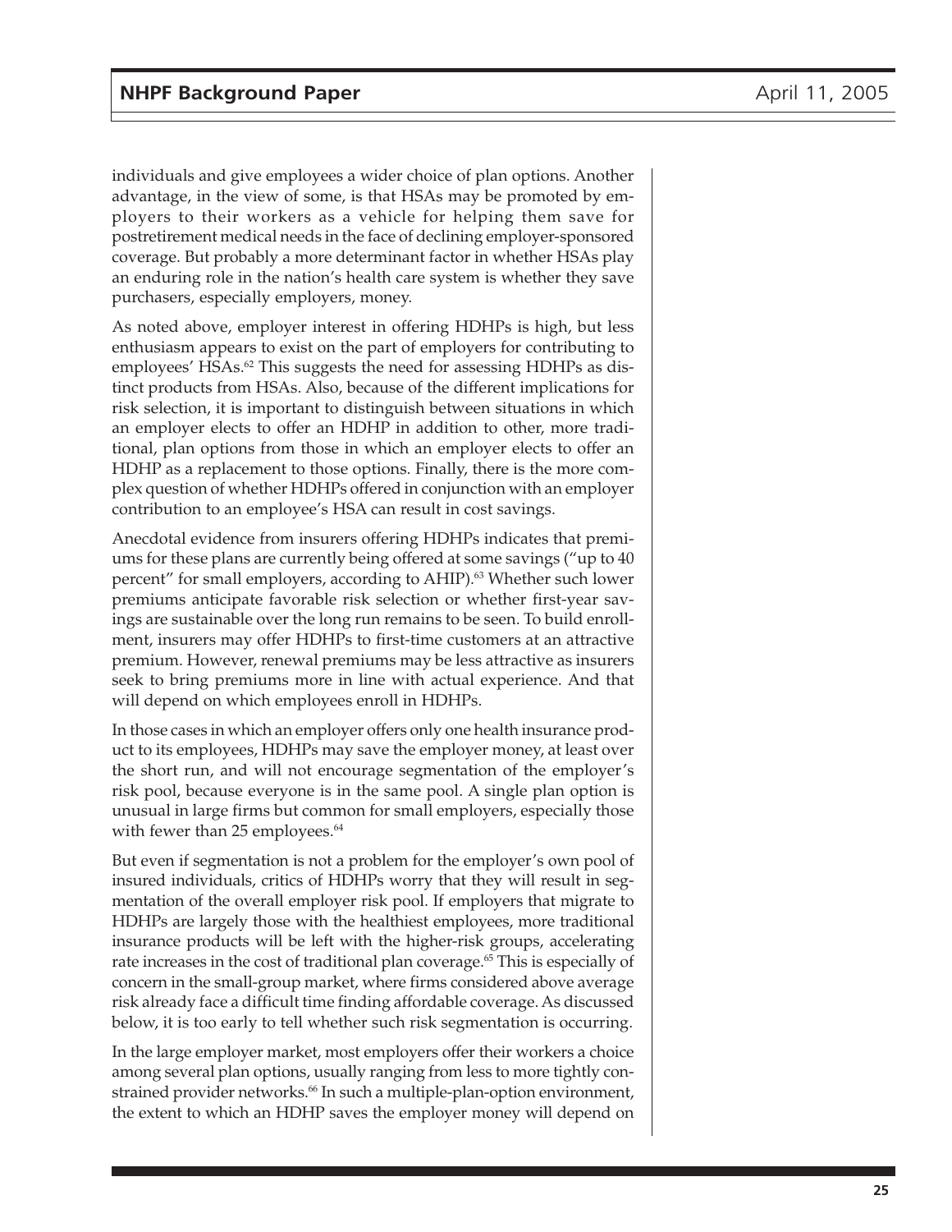individuals and give employees a wider choice of plan options. Another advantage, in the view of some, is that HSAs may be promoted by employers to their workers as a vehicle for helping them save for postretirement medical needs in the face of declining employer-sponsored coverage. But probably a more determinant factor in whether HSAs play an enduring role in the nation's health care system is whether they save purchasers, especially employers, money.

As noted above, employer interest in offering HDHPs is high, but less enthusiasm appears to exist on the part of employers for contributing to employees' HSAs.[62] This suggests the need for assessing HDHPs as distinct products from HSAs. Also, because of the different implications for risk selection, it is important to distinguish between situations in which an employer elects to offer an HDHP in addition to other, more traditional, plan options from those in which an employer elects to offer an HDHP as a replacement to those options. Finally, there is the more complex question of whether HDHPs offered in conjunction with an employer contribution to an employee's HSA can result in cost savings.

Anecdotal evidence from insurers offering HDHPs indicates that premiums for these plans are currently being offered at some savings ("up to 40 percent" for small employers, according to AHIP).[63] Whether such lower premiums anticipate favorable risk selection or whether first-year savings are sustainable over the long run remains to be seen. To build enrollment, insurers may offer HDHPs to first-time customers at an attractive premium. However, renewal premiums may be less attractive as insurers seek to bring premiums more in line with actual experience. And that will depend on which employees enroll in HDHPs.

In those cases in which an employer offers only one health insurance product to its employees, HDHPs may save the employer money, at least over the short run, and will not encourage segmentation of the employer's risk pool, because everyone is in the same pool. A single plan option is unusual in large firms but common for small employers, especially those with fewer than 25 employees.[64]

But even if segmentation is not a problem for the employer's own pool of insured individuals, critics of HDHPs worry that they will result in segmentation of the overall employer risk pool. If employers that migrate to HDHPs are largely those with the healthiest employees, more traditional insurance products will be left with the higher-risk groups, accelerating rate increases in the cost of traditional plan coverage.[65] This is especially of concern in the small-group market, where firms considered above average risk already face a difficult time finding affordable coverage. As discussed below, it is too early to tell whether such risk segmentation is occurring.

In the large employer market, most employers offer their workers a choice among several plan options, usually ranging from less to more tightly constrained provider networks.[66] In such a multiple-plan-option environment, the extent to which an HDHP saves the employer money will depend on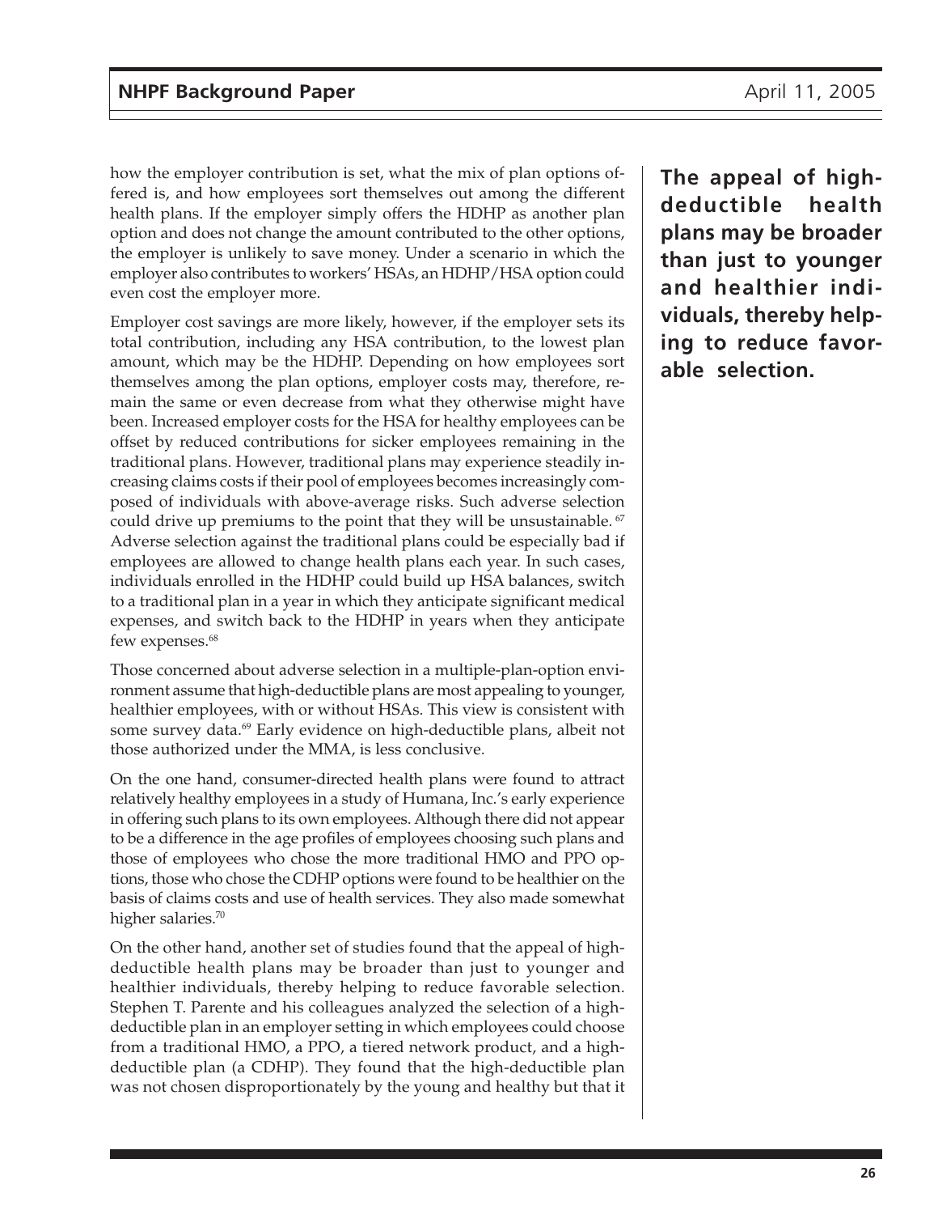how the employer contribution is set, what the mix of plan options offered is, and how employees sort themselves out among the different health plans. If the employer simply offers the HDHP as another plan option and does not change the amount contributed to the other options, the employer is unlikely to save money. Under a scenario in which the employer also contributes to workers' HSAs, an HDHP/HSA option could even cost the employer more.

Employer cost savings are more likely, however, if the employer sets its total contribution, including any HSA contribution, to the lowest plan amount, which may be the HDHP. Depending on how employees sort themselves among the plan options, employer costs may, therefore, remain the same or even decrease from what they otherwise might have been. Increased employer costs for the HSA for healthy employees can be offset by reduced contributions for sicker employees remaining in the traditional plans. However, traditional plans may experience steadily increasing claims costs if their pool of employees becomes increasingly composed of individuals with above-average risks. Such adverse selection could drive up premiums to the point that they will be unsustainable.[67] Adverse selection against the traditional plans could be especially bad if employees are allowed to change health plans each year. In such cases, individuals enrolled in the HDHP could build up HSA balances, switch to a traditional plan in a year in which they anticipate significant medical expenses, and switch back to the HDHP in years when they anticipate few expenses.[68]

**The appeal of high-deductible health plans may be broader than just to younger and healthier individuals, thereby helping to reduce favorable selection.**

Those concerned about adverse selection in a multiple-plan-option environment assume that high-deductible plans are most appealing to younger, healthier employees, with or without HSAs. This view is consistent with some survey data.[69] Early evidence on high-deductible plans, albeit not those authorized under the MMA, is less conclusive.

On the one hand, consumer-directed health plans were found to attract relatively healthy employees in a study of Humana, Inc.'s early experience in offering such plans to its own employees. Although there did not appear to be a difference in the age profiles of employees choosing such plans and those of employees who chose the more traditional HMO and PPO options, those who chose the CDHP options were found to be healthier on the basis of claims costs and use of health services. They also made somewhat higher salaries.[70]

On the other hand, another set of studies found that the appeal of high-deductible health plans may be broader than just to younger and healthier individuals, thereby helping to reduce favorable selection. Stephen T. Parente and his colleagues analyzed the selection of a high-deductible plan in an employer setting in which employees could choose from a traditional HMO, a PPO, a tiered network product, and a high-deductible plan (a CDHP). They found that the high-deductible plan was not chosen disproportionately by the young and healthy but that it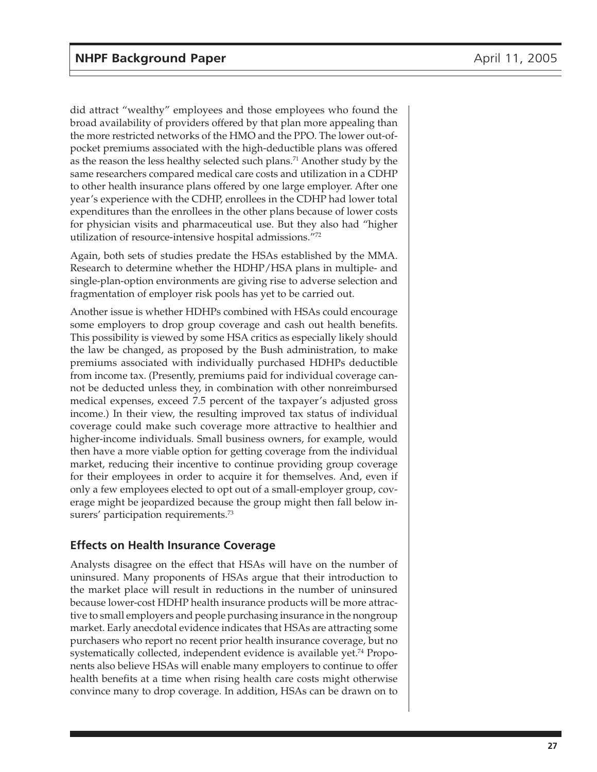did attract "wealthy" employees and those employees who found the broad availability of providers offered by that plan more appealing than the more restricted networks of the HMO and the PPO. The lower out-of-pocket premiums associated with the high-deductible plans was offered as the reason the less healthy selected such plans.[71] Another study by the same researchers compared medical care costs and utilization in a CDHP to other health insurance plans offered by one large employer. After one year's experience with the CDHP, enrollees in the CDHP had lower total expenditures than the enrollees in the other plans because of lower costs for physician visits and pharmaceutical use. But they also had "higher utilization of resource-intensive hospital admissions."[72]

Again, both sets of studies predate the HSAs established by the MMA. Research to determine whether the HDHP/HSA plans in multiple- and single-plan-option environments are giving rise to adverse selection and fragmentation of employer risk pools has yet to be carried out.

Another issue is whether HDHPs combined with HSAs could encourage some employers to drop group coverage and cash out health benefits. This possibility is viewed by some HSA critics as especially likely should the law be changed, as proposed by the Bush administration, to make premiums associated with individually purchased HDHPs deductible from income tax. (Presently, premiums paid for individual coverage cannot be deducted unless they, in combination with other nonreimbursed medical expenses, exceed 7.5 percent of the taxpayer's adjusted gross income.) In their view, the resulting improved tax status of individual coverage could make such coverage more attractive to healthier and higher-income individuals. Small business owners, for example, would then have a more viable option for getting coverage from the individual market, reducing their incentive to continue providing group coverage for their employees in order to acquire it for themselves. And, even if only a few employees elected to opt out of a small-employer group, coverage might be jeopardized because the group might then fall below insurers' participation requirements.[73]

## Effects on Health Insurance Coverage

Analysts disagree on the effect that HSAs will have on the number of uninsured. Many proponents of HSAs argue that their introduction to the market place will result in reductions in the number of uninsured because lower-cost HDHP health insurance products will be more attractive to small employers and people purchasing insurance in the nongroup market. Early anecdotal evidence indicates that HSAs are attracting some purchasers who report no recent prior health insurance coverage, but no systematically collected, independent evidence is available yet.[74] Proponents also believe HSAs will enable many employers to continue to offer health benefits at a time when rising health care costs might otherwise convince many to drop coverage. In addition, HSAs can be drawn on to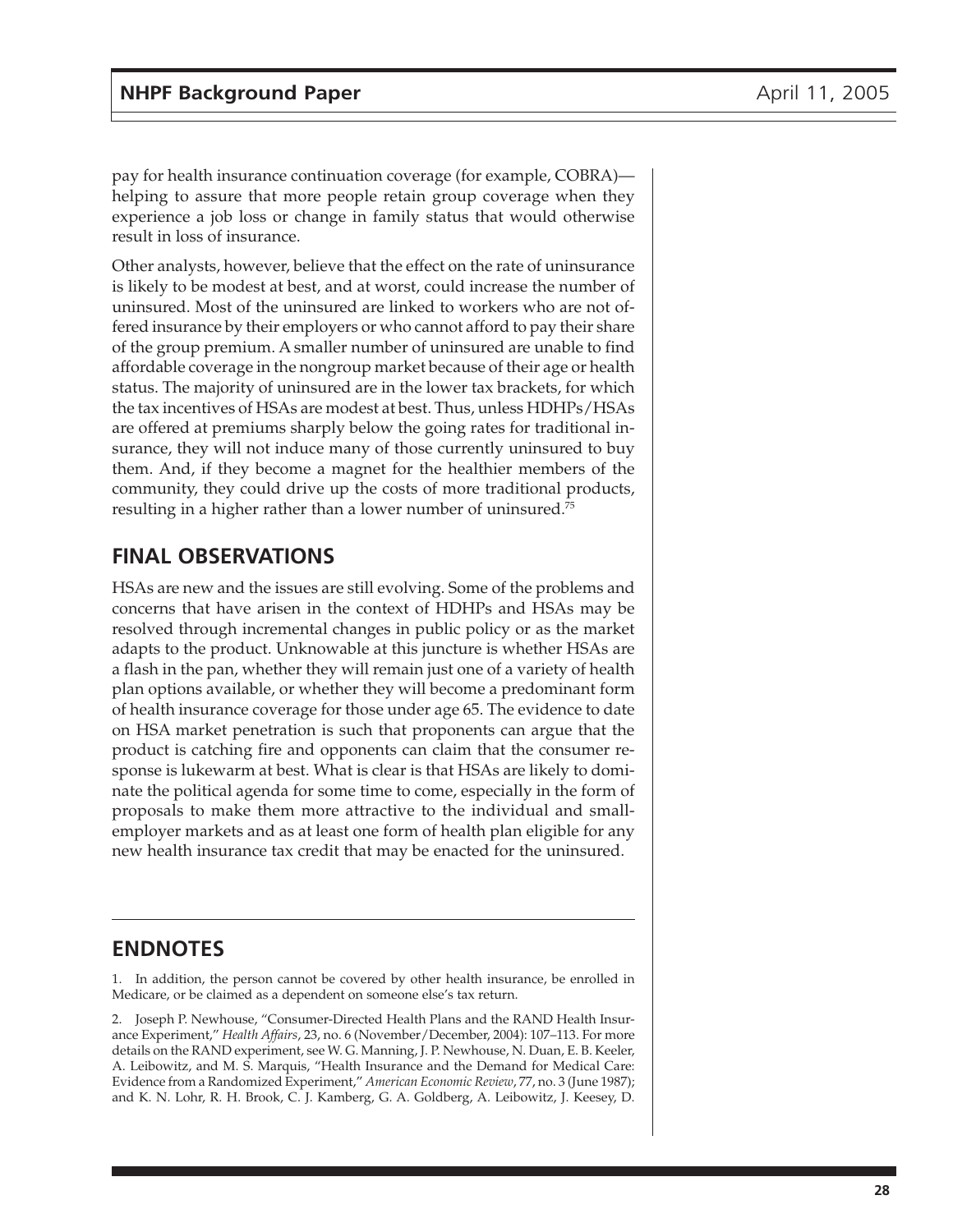pay for health insurance continuation coverage (for example, COBRA)—helping to assure that more people retain group coverage when they experience a job loss or change in family status that would otherwise result in loss of insurance.

Other analysts, however, believe that the effect on the rate of uninsurance is likely to be modest at best, and at worst, could increase the number of uninsured. Most of the uninsured are linked to workers who are not offered insurance by their employers or who cannot afford to pay their share of the group premium. A smaller number of uninsured are unable to find affordable coverage in the nongroup market because of their age or health status. The majority of uninsured are in the lower tax brackets, for which the tax incentives of HSAs are modest at best. Thus, unless HDHPs/HSAs are offered at premiums sharply below the going rates for traditional insurance, they will not induce many of those currently uninsured to buy them. And, if they become a magnet for the healthier members of the community, they could drive up the costs of more traditional products, resulting in a higher rather than a lower number of uninsured.[75]

## FINAL OBSERVATIONS

HSAs are new and the issues are still evolving. Some of the problems and concerns that have arisen in the context of HDHPs and HSAs may be resolved through incremental changes in public policy or as the market adapts to the product. Unknowable at this juncture is whether HSAs are a flash in the pan, whether they will remain just one of a variety of health plan options available, or whether they will become a predominant form of health insurance coverage for those under age 65. The evidence to date on HSA market penetration is such that proponents can argue that the product is catching fire and opponents can claim that the consumer response is lukewarm at best. What is clear is that HSAs are likely to dominate the political agenda for some time to come, especially in the form of proposals to make them more attractive to the individual and small-employer markets and as at least one form of health plan eligible for any new health insurance tax credit that may be enacted for the uninsured.

## ENDNOTES

1. In addition, the person cannot be covered by other health insurance, be enrolled in Medicare, or be claimed as a dependent on someone else's tax return.

2. Joseph P. Newhouse, "Consumer-Directed Health Plans and the RAND Health Insurance Experiment," *Health Affairs*, 23, no. 6 (November/December, 2004): 107–113. For more details on the RAND experiment, see W. G. Manning, J. P. Newhouse, N. Duan, E. B. Keeler, A. Leibowitz, and M. S. Marquis, "Health Insurance and the Demand for Medical Care: Evidence from a Randomized Experiment," *American Economic Review*, 77, no. 3 (June 1987); and K. N. Lohr, R. H. Brook, C. J. Kamberg, G. A. Goldberg, A. Leibowitz, J. Keesey, D.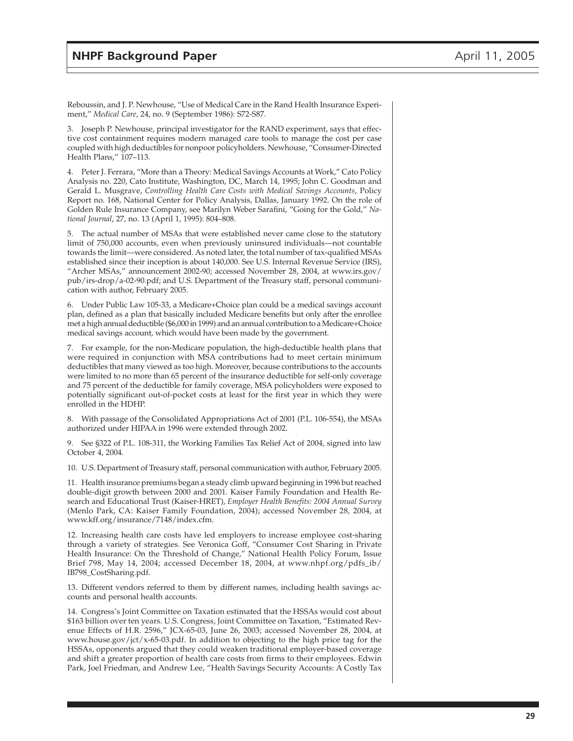Reboussin, and J. P. Newhouse, "Use of Medical Care in the Rand Health Insurance Experiment," *Medical Care*, 24, no. 9 (September 1986): S72-S87.

3. Joseph P. Newhouse, principal investigator for the RAND experiment, says that effective cost containment requires modern managed care tools to manage the cost per case coupled with high deductibles for nonpoor policyholders. Newhouse, "Consumer-Directed Health Plans," 107–113.

4. Peter J. Ferrara, "More than a Theory: Medical Savings Accounts at Work," Cato Policy Analysis no. 220, Cato Institute, Washington, DC, March 14, 1995; John C. Goodman and Gerald L. Musgrave, *Controlling Health Care Costs with Medical Savings Accounts*, Policy Report no. 168, National Center for Policy Analysis, Dallas, January 1992. On the role of Golden Rule Insurance Company, see Marilyn Weber Sarafini, "Going for the Gold," *National Journal*, 27, no. 13 (April 1, 1995): 804–808.

5. The actual number of MSAs that were established never came close to the statutory limit of 750,000 accounts, even when previously uninsured individuals—not countable towards the limit—were considered. As noted later, the total number of tax-qualified MSAs established since their inception is about 140,000. See U.S. Internal Revenue Service (IRS), "Archer MSAs," announcement 2002-90; accessed November 28, 2004, at www.irs.gov/pub/irs-drop/a-02-90.pdf; and U.S. Department of the Treasury staff, personal communication with author, February 2005.

6. Under Public Law 105-33, a Medicare+Choice plan could be a medical savings account plan, defined as a plan that basically included Medicare benefits but only after the enrollee met a high annual deductible ($6,000 in 1999) and an annual contribution to a Medicare+Choice medical savings account, which would have been made by the government.

7. For example, for the non-Medicare population, the high-deductible health plans that were required in conjunction with MSA contributions had to meet certain minimum deductibles that many viewed as too high. Moreover, because contributions to the accounts were limited to no more than 65 percent of the insurance deductible for self-only coverage and 75 percent of the deductible for family coverage, MSA policyholders were exposed to potentially significant out-of-pocket costs at least for the first year in which they were enrolled in the HDHP.

8. With passage of the Consolidated Appropriations Act of 2001 (P.L. 106-554), the MSAs authorized under HIPAA in 1996 were extended through 2002.

9. See §322 of P.L. 108-311, the Working Families Tax Relief Act of 2004, signed into law October 4, 2004.

10. U.S. Department of Treasury staff, personal communication with author, February 2005.

11. Health insurance premiums began a steady climb upward beginning in 1996 but reached double-digit growth between 2000 and 2001. Kaiser Family Foundation and Health Research and Educational Trust (Kaiser-HRET), *Employer Health Benefits: 2004 Annual Survey* (Menlo Park, CA: Kaiser Family Foundation, 2004); accessed November 28, 2004, at www.kff.org/insurance/7148/index.cfm.

12. Increasing health care costs have led employers to increase employee cost-sharing through a variety of strategies. See Veronica Goff, "Consumer Cost Sharing in Private Health Insurance: On the Threshold of Change," National Health Policy Forum, Issue Brief 798, May 14, 2004; accessed December 18, 2004, at www.nhpf.org/pdfs_ib/IB798_CostSharing.pdf.

13. Different vendors referred to them by different names, including health savings accounts and personal health accounts.

14. Congress's Joint Committee on Taxation estimated that the HSSAs would cost about $163 billion over ten years. U.S. Congress, Joint Committee on Taxation, "Estimated Revenue Effects of H.R. 2596," JCX-65-03, June 26, 2003; accessed November 28, 2004, at www.house.gov/jct/x-65-03.pdf. In addition to objecting to the high price tag for the HSSAs, opponents argued that they could weaken traditional employer-based coverage and shift a greater proportion of health care costs from firms to their employees. Edwin Park, Joel Friedman, and Andrew Lee, "Health Savings Security Accounts: A Costly Tax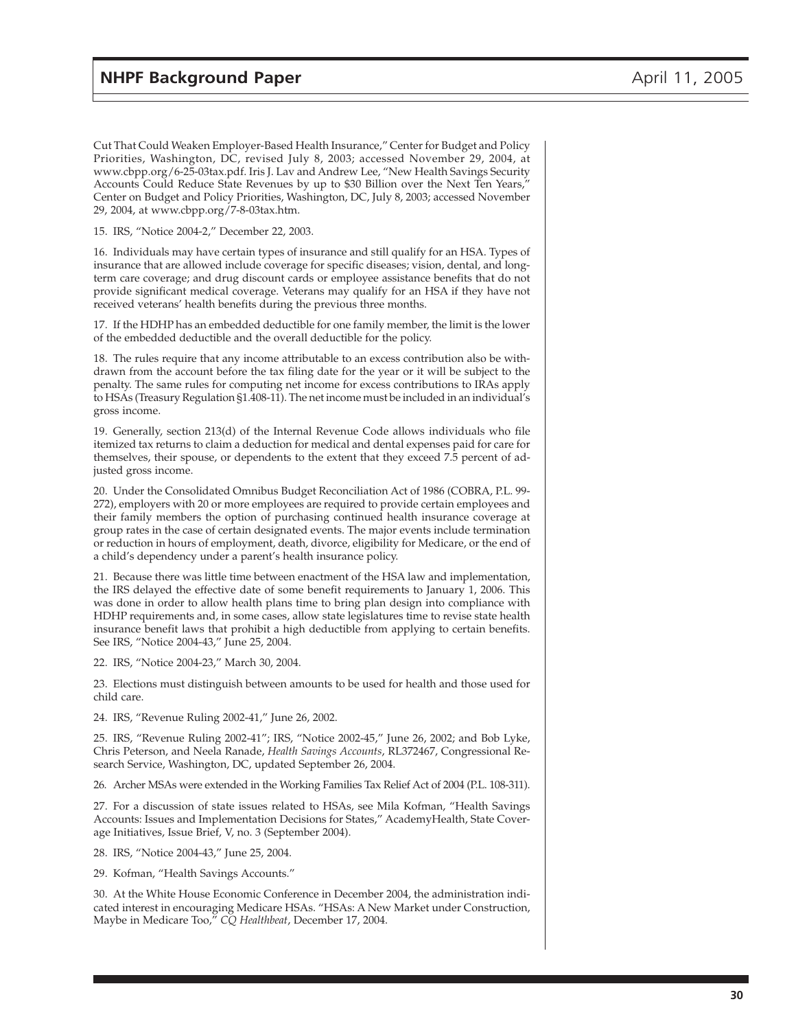Cut That Could Weaken Employer-Based Health Insurance," Center for Budget and Policy Priorities, Washington, DC, revised July 8, 2003; accessed November 29, 2004, at www.cbpp.org/6-25-03tax.pdf. Iris J. Lav and Andrew Lee, "New Health Savings Security Accounts Could Reduce State Revenues by up to $30 Billion over the Next Ten Years," Center on Budget and Policy Priorities, Washington, DC, July 8, 2003; accessed November 29, 2004, at www.cbpp.org/7-8-03tax.htm.

15. IRS, "Notice 2004-2," December 22, 2003.

16. Individuals may have certain types of insurance and still qualify for an HSA. Types of insurance that are allowed include coverage for specific diseases; vision, dental, and long-term care coverage; and drug discount cards or employee assistance benefits that do not provide significant medical coverage. Veterans may qualify for an HSA if they have not received veterans' health benefits during the previous three months.

17. If the HDHP has an embedded deductible for one family member, the limit is the lower of the embedded deductible and the overall deductible for the policy.

18. The rules require that any income attributable to an excess contribution also be withdrawn from the account before the tax filing date for the year or it will be subject to the penalty. The same rules for computing net income for excess contributions to IRAs apply to HSAs (Treasury Regulation §1.408-11). The net income must be included in an individual's gross income.

19. Generally, section 213(d) of the Internal Revenue Code allows individuals who file itemized tax returns to claim a deduction for medical and dental expenses paid for care for themselves, their spouse, or dependents to the extent that they exceed 7.5 percent of adjusted gross income.

20. Under the Consolidated Omnibus Budget Reconciliation Act of 1986 (COBRA, P.L. 99-272), employers with 20 or more employees are required to provide certain employees and their family members the option of purchasing continued health insurance coverage at group rates in the case of certain designated events. The major events include termination or reduction in hours of employment, death, divorce, eligibility for Medicare, or the end of a child's dependency under a parent's health insurance policy.

21. Because there was little time between enactment of the HSA law and implementation, the IRS delayed the effective date of some benefit requirements to January 1, 2006. This was done in order to allow health plans time to bring plan design into compliance with HDHP requirements and, in some cases, allow state legislatures time to revise state health insurance benefit laws that prohibit a high deductible from applying to certain benefits. See IRS, "Notice 2004-43," June 25, 2004.

22. IRS, "Notice 2004-23," March 30, 2004.

23. Elections must distinguish between amounts to be used for health and those used for child care.

24. IRS, "Revenue Ruling 2002-41," June 26, 2002.

25. IRS, "Revenue Ruling 2002-41"; IRS, "Notice 2002-45," June 26, 2002; and Bob Lyke, Chris Peterson, and Neela Ranade, *Health Savings Accounts*, RL372467, Congressional Research Service, Washington, DC, updated September 26, 2004.

26. Archer MSAs were extended in the Working Families Tax Relief Act of 2004 (P.L. 108-311).

27. For a discussion of state issues related to HSAs, see Mila Kofman, "Health Savings Accounts: Issues and Implementation Decisions for States," AcademyHealth, State Coverage Initiatives, Issue Brief, V, no. 3 (September 2004).

28. IRS, "Notice 2004-43," June 25, 2004.

29. Kofman, "Health Savings Accounts."

30. At the White House Economic Conference in December 2004, the administration indicated interest in encouraging Medicare HSAs. "HSAs: A New Market under Construction, Maybe in Medicare Too," *CQ Healthbeat*, December 17, 2004.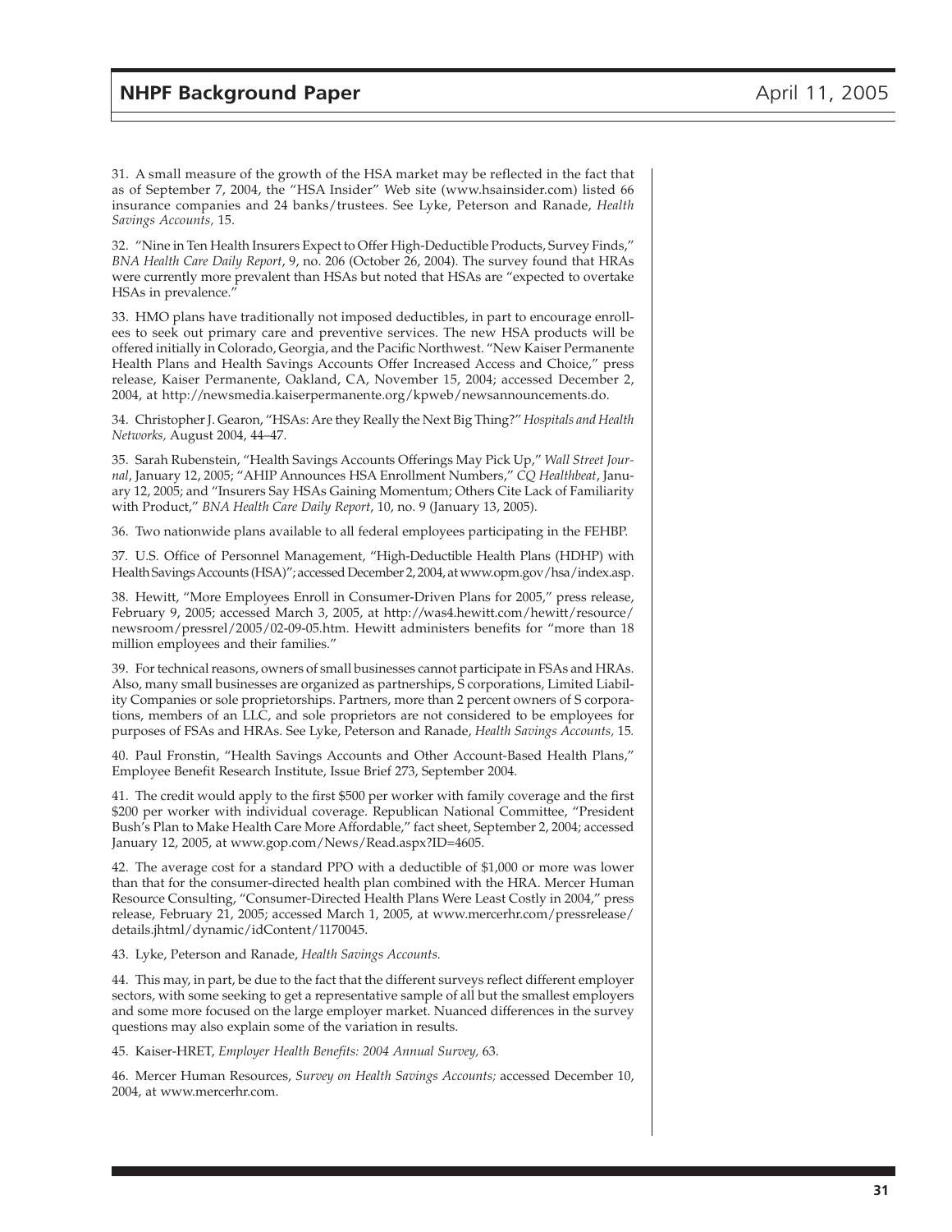31. A small measure of the growth of the HSA market may be reflected in the fact that as of September 7, 2004, the "HSA Insider" Web site (www.hsainsider.com) listed 66 insurance companies and 24 banks/trustees. See Lyke, Peterson and Ranade, *Health Savings Accounts,* 15.

32. "Nine in Ten Health Insurers Expect to Offer High-Deductible Products, Survey Finds," *BNA Health Care Daily Report*, 9, no. 206 (October 26, 2004). The survey found that HRAs were currently more prevalent than HSAs but noted that HSAs are "expected to overtake HSAs in prevalence."

33. HMO plans have traditionally not imposed deductibles, in part to encourage enrollees to seek out primary care and preventive services. The new HSA products will be offered initially in Colorado, Georgia, and the Pacific Northwest. "New Kaiser Permanente Health Plans and Health Savings Accounts Offer Increased Access and Choice," press release, Kaiser Permanente, Oakland, CA, November 15, 2004; accessed December 2, 2004, at http://newsmedia.kaiserpermanente.org/kpweb/newsannouncements.do.

34. Christopher J. Gearon, "HSAs: Are they Really the Next Big Thing?" *Hospitals and Health Networks,* August 2004, 44–47.

35. Sarah Rubenstein, "Health Savings Accounts Offerings May Pick Up," *Wall Street Journal*, January 12, 2005; "AHIP Announces HSA Enrollment Numbers," *CQ Healthbeat*, January 12, 2005; and "Insurers Say HSAs Gaining Momentum; Others Cite Lack of Familiarity with Product," *BNA Health Care Daily Report*, 10, no. 9 (January 13, 2005).

36. Two nationwide plans available to all federal employees participating in the FEHBP.

37. U.S. Office of Personnel Management, "High-Deductible Health Plans (HDHP) with Health Savings Accounts (HSA)"; accessed December 2, 2004, at www.opm.gov/hsa/index.asp.

38. Hewitt, "More Employees Enroll in Consumer-Driven Plans for 2005," press release, February 9, 2005; accessed March 3, 2005, at http://was4.hewitt.com/hewitt/resource/newsroom/pressrel/2005/02-09-05.htm. Hewitt administers benefits for "more than 18 million employees and their families."

39. For technical reasons, owners of small businesses cannot participate in FSAs and HRAs. Also, many small businesses are organized as partnerships, S corporations, Limited Liability Companies or sole proprietorships. Partners, more than 2 percent owners of S corporations, members of an LLC, and sole proprietors are not considered to be employees for purposes of FSAs and HRAs. See Lyke, Peterson and Ranade, *Health Savings Accounts,* 15.

40. Paul Fronstin, "Health Savings Accounts and Other Account-Based Health Plans," Employee Benefit Research Institute, Issue Brief 273, September 2004.

41. The credit would apply to the first $500 per worker with family coverage and the first $200 per worker with individual coverage. Republican National Committee, "President Bush's Plan to Make Health Care More Affordable," fact sheet, September 2, 2004; accessed January 12, 2005, at www.gop.com/News/Read.aspx?ID=4605.

42. The average cost for a standard PPO with a deductible of $1,000 or more was lower than that for the consumer-directed health plan combined with the HRA. Mercer Human Resource Consulting, "Consumer-Directed Health Plans Were Least Costly in 2004," press release, February 21, 2005; accessed March 1, 2005, at www.mercerhr.com/pressrelease/details.jhtml/dynamic/idContent/1170045.

43. Lyke, Peterson and Ranade, *Health Savings Accounts.*

44. This may, in part, be due to the fact that the different surveys reflect different employer sectors, with some seeking to get a representative sample of all but the smallest employers and some more focused on the large employer market. Nuanced differences in the survey questions may also explain some of the variation in results.

45. Kaiser-HRET, *Employer Health Benefits: 2004 Annual Survey,* 63.

46. Mercer Human Resources, *Survey on Health Savings Accounts;* accessed December 10, 2004, at www.mercerhr.com.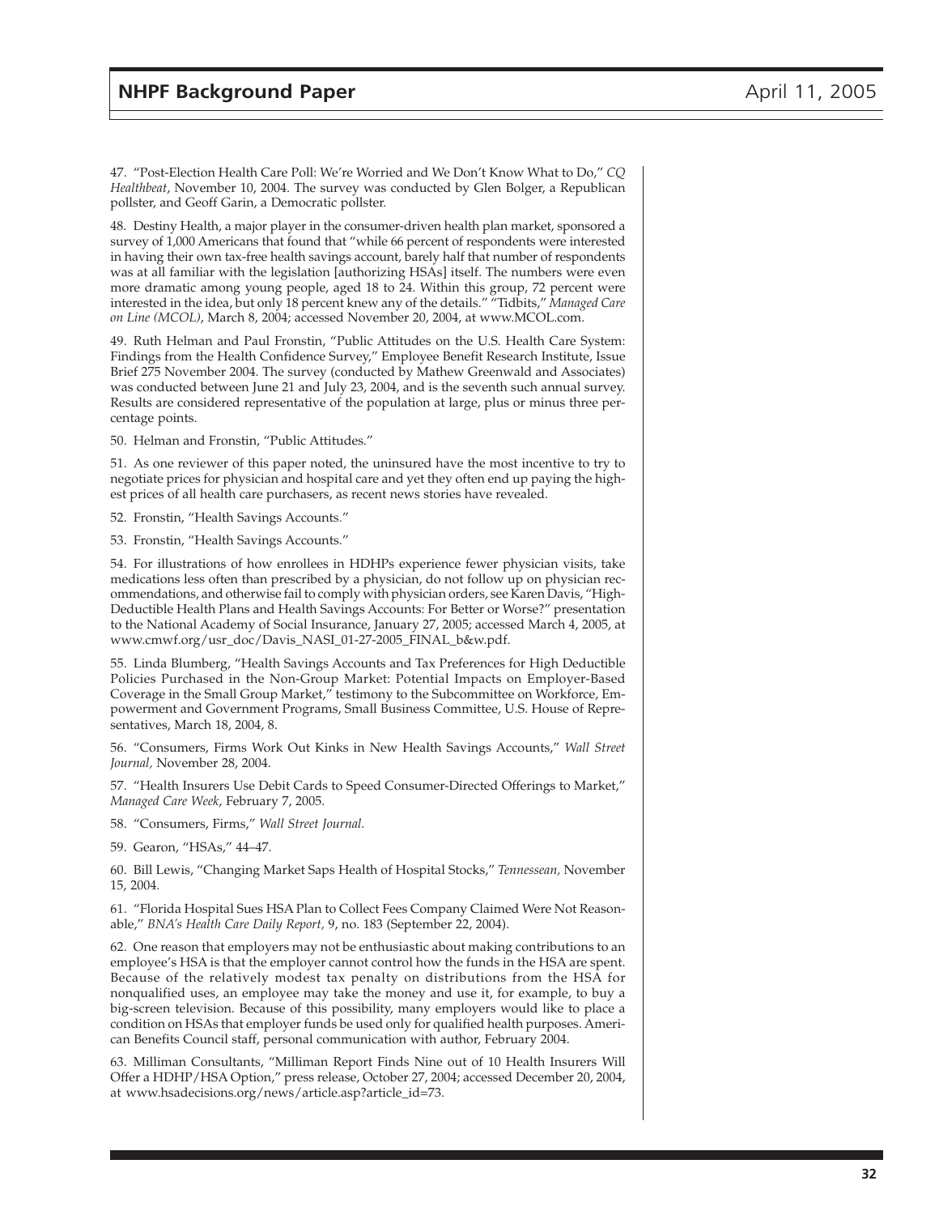47. "Post-Election Health Care Poll: We're Worried and We Don't Know What to Do," *CQ Healthbeat*, November 10, 2004. The survey was conducted by Glen Bolger, a Republican pollster, and Geoff Garin, a Democratic pollster.

48. Destiny Health, a major player in the consumer-driven health plan market, sponsored a survey of 1,000 Americans that found that "while 66 percent of respondents were interested in having their own tax-free health savings account, barely half that number of respondents was at all familiar with the legislation [authorizing HSAs] itself. The numbers were even more dramatic among young people, aged 18 to 24. Within this group, 72 percent were interested in the idea, but only 18 percent knew any of the details." "Tidbits," *Managed Care on Line (MCOL)*, March 8, 2004; accessed November 20, 2004, at www.MCOL.com.

49. Ruth Helman and Paul Fronstin, "Public Attitudes on the U.S. Health Care System: Findings from the Health Confidence Survey," Employee Benefit Research Institute, Issue Brief 275 November 2004. The survey (conducted by Mathew Greenwald and Associates) was conducted between June 21 and July 23, 2004, and is the seventh such annual survey. Results are considered representative of the population at large, plus or minus three percentage points.

50. Helman and Fronstin, "Public Attitudes."

51. As one reviewer of this paper noted, the uninsured have the most incentive to try to negotiate prices for physician and hospital care and yet they often end up paying the highest prices of all health care purchasers, as recent news stories have revealed.

52. Fronstin, "Health Savings Accounts."

53. Fronstin, "Health Savings Accounts."

54. For illustrations of how enrollees in HDHPs experience fewer physician visits, take medications less often than prescribed by a physician, do not follow up on physician recommendations, and otherwise fail to comply with physician orders, see Karen Davis, "High-Deductible Health Plans and Health Savings Accounts: For Better or Worse?" presentation to the National Academy of Social Insurance, January 27, 2005; accessed March 4, 2005, at www.cmwf.org/usr_doc/Davis_NASI_01-27-2005_FINAL_b&w.pdf.

55. Linda Blumberg, "Health Savings Accounts and Tax Preferences for High Deductible Policies Purchased in the Non-Group Market: Potential Impacts on Employer-Based Coverage in the Small Group Market," testimony to the Subcommittee on Workforce, Empowerment and Government Programs, Small Business Committee, U.S. House of Representatives, March 18, 2004, 8.

56. "Consumers, Firms Work Out Kinks in New Health Savings Accounts," *Wall Street Journal,* November 28, 2004.

57. "Health Insurers Use Debit Cards to Speed Consumer-Directed Offerings to Market," *Managed Care Week*, February 7, 2005.

58. "Consumers, Firms," *Wall Street Journal.*

59. Gearon, "HSAs," 44–47.

60. Bill Lewis, "Changing Market Saps Health of Hospital Stocks," *Tennessean,* November 15, 2004.

61. "Florida Hospital Sues HSA Plan to Collect Fees Company Claimed Were Not Reasonable," *BNA's Health Care Daily Report,* 9, no. 183 (September 22, 2004).

62. One reason that employers may not be enthusiastic about making contributions to an employee's HSA is that the employer cannot control how the funds in the HSA are spent. Because of the relatively modest tax penalty on distributions from the HSA for nonqualified uses, an employee may take the money and use it, for example, to buy a big-screen television. Because of this possibility, many employers would like to place a condition on HSAs that employer funds be used only for qualified health purposes. American Benefits Council staff, personal communication with author, February 2004.

63. Milliman Consultants, "Milliman Report Finds Nine out of 10 Health Insurers Will Offer a HDHP/HSA Option," press release, October 27, 2004; accessed December 20, 2004, at www.hsadecisions.org/news/article.asp?article_id=73.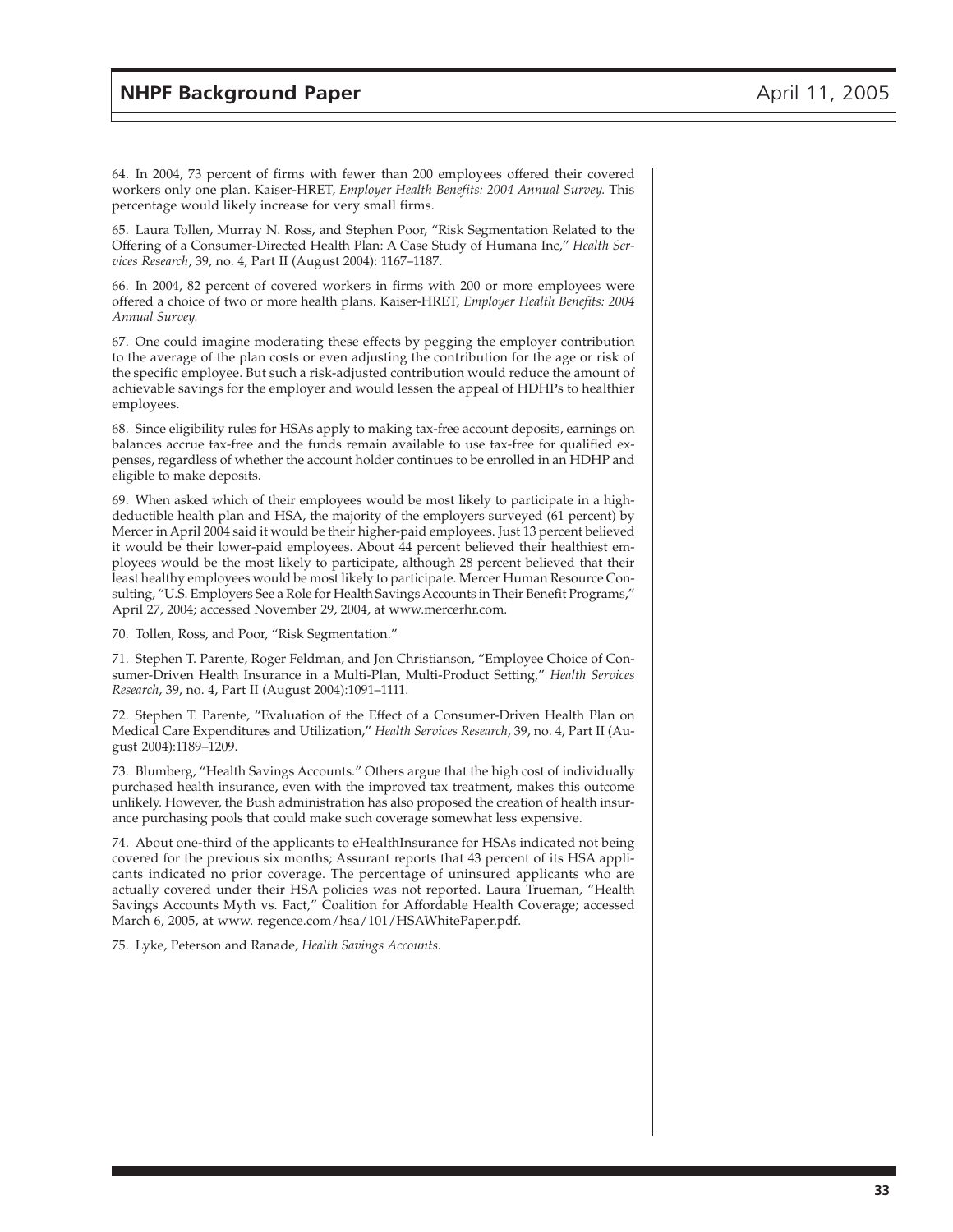64. In 2004, 73 percent of firms with fewer than 200 employees offered their covered workers only one plan. Kaiser-HRET, *Employer Health Benefits: 2004 Annual Survey.* This percentage would likely increase for very small firms.

65. Laura Tollen, Murray N. Ross, and Stephen Poor, "Risk Segmentation Related to the Offering of a Consumer-Directed Health Plan: A Case Study of Humana Inc," *Health Services Research*, 39, no. 4, Part II (August 2004): 1167–1187.

66. In 2004, 82 percent of covered workers in firms with 200 or more employees were offered a choice of two or more health plans. Kaiser-HRET, *Employer Health Benefits: 2004 Annual Survey.*

67. One could imagine moderating these effects by pegging the employer contribution to the average of the plan costs or even adjusting the contribution for the age or risk of the specific employee. But such a risk-adjusted contribution would reduce the amount of achievable savings for the employer and would lessen the appeal of HDHPs to healthier employees.

68. Since eligibility rules for HSAs apply to making tax-free account deposits, earnings on balances accrue tax-free and the funds remain available to use tax-free for qualified expenses, regardless of whether the account holder continues to be enrolled in an HDHP and eligible to make deposits.

69. When asked which of their employees would be most likely to participate in a high-deductible health plan and HSA, the majority of the employers surveyed (61 percent) by Mercer in April 2004 said it would be their higher-paid employees. Just 13 percent believed it would be their lower-paid employees. About 44 percent believed their healthiest employees would be the most likely to participate, although 28 percent believed that their least healthy employees would be most likely to participate. Mercer Human Resource Consulting, "U.S. Employers See a Role for Health Savings Accounts in Their Benefit Programs," April 27, 2004; accessed November 29, 2004, at www.mercerhr.com.

70. Tollen, Ross, and Poor, "Risk Segmentation."

71. Stephen T. Parente, Roger Feldman, and Jon Christianson, "Employee Choice of Consumer-Driven Health Insurance in a Multi-Plan, Multi-Product Setting," *Health Services Research*, 39, no. 4, Part II (August 2004):1091–1111.

72. Stephen T. Parente, "Evaluation of the Effect of a Consumer-Driven Health Plan on Medical Care Expenditures and Utilization," *Health Services Research*, 39, no. 4, Part II (August 2004):1189–1209.

73. Blumberg, "Health Savings Accounts." Others argue that the high cost of individually purchased health insurance, even with the improved tax treatment, makes this outcome unlikely. However, the Bush administration has also proposed the creation of health insurance purchasing pools that could make such coverage somewhat less expensive.

74. About one-third of the applicants to eHealthInsurance for HSAs indicated not being covered for the previous six months; Assurant reports that 43 percent of its HSA applicants indicated no prior coverage. The percentage of uninsured applicants who are actually covered under their HSA policies was not reported. Laura Trueman, "Health Savings Accounts Myth vs. Fact," Coalition for Affordable Health Coverage; accessed March 6, 2005, at www. regence.com/hsa/101/HSAWhitePaper.pdf.

75. Lyke, Peterson and Ranade, *Health Savings Accounts.*